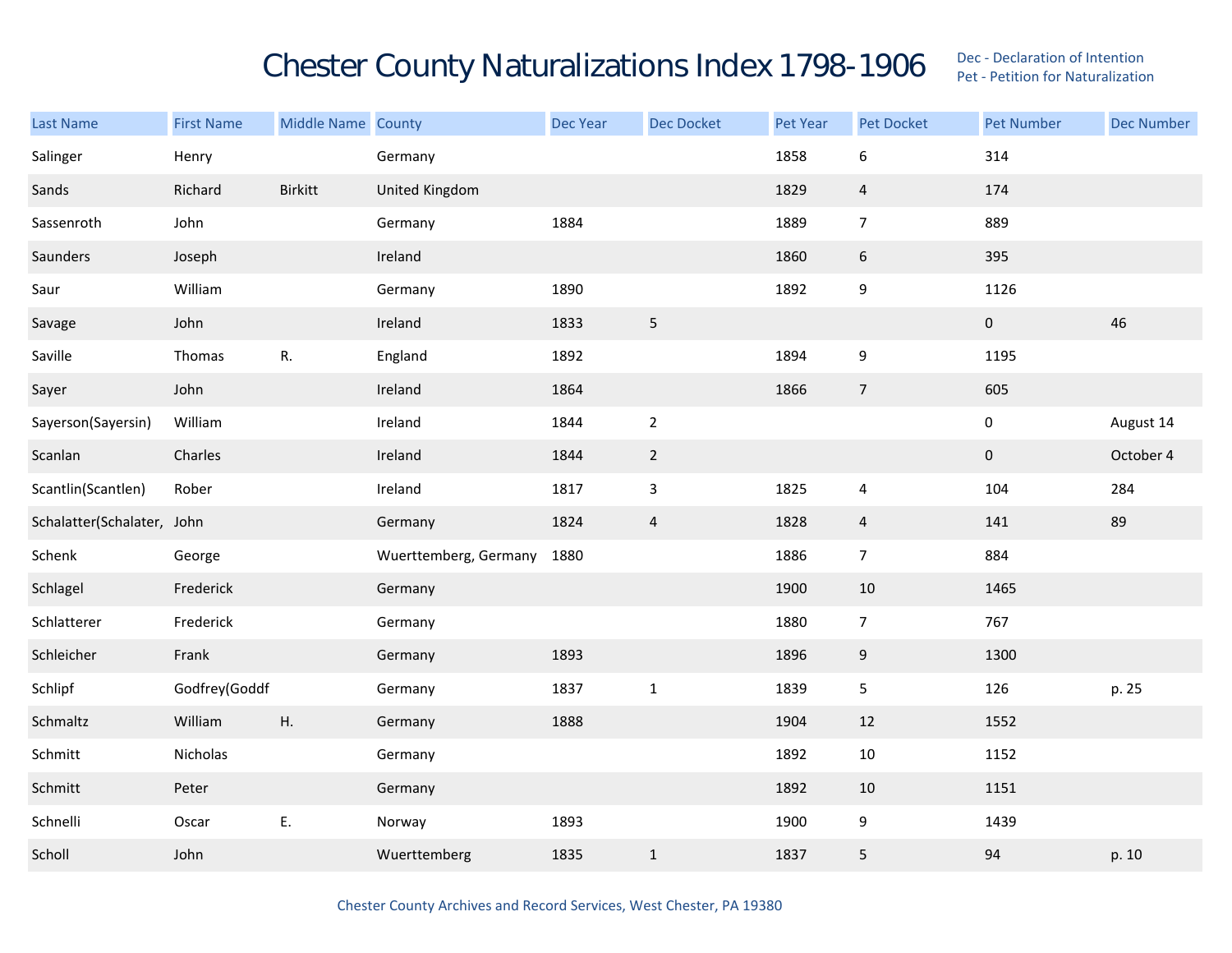# Chester County Naturalizations Index 1798-1906

Dec - Declaration of Intention
Pet - Petition for Naturalization

| Last Name | First Name | Middle Name | County | Dec Year | Dec Docket | Pet Year | Pet Docket | Pet Number | Dec Number |
|---|---|---|---|---|---|---|---|---|---|
| Salinger | Henry | | Germany | | | 1858 | 6 | 314 | |
| Sands | Richard | Birkitt | United Kingdom | | | 1829 | 4 | 174 | |
| Sassenroth | John | | Germany | 1884 | | 1889 | 7 | 889 | |
| Saunders | Joseph | | Ireland | | | 1860 | 6 | 395 | |
| Saur | William | | Germany | 1890 | | 1892 | 9 | 1126 | |
| Savage | John | | Ireland | 1833 | 5 | | | 0 | 46 |
| Saville | Thomas | R. | England | 1892 | | 1894 | 9 | 1195 | |
| Sayer | John | | Ireland | 1864 | | 1866 | 7 | 605 | |
| Sayerson(Sayersin) | William | | Ireland | 1844 | 2 | | | 0 | August 14 |
| Scanlan | Charles | | Ireland | 1844 | 2 | | | 0 | October 4 |
| Scantlin(Scantlen) | Rober | | Ireland | 1817 | 3 | 1825 | 4 | 104 | 284 |
| Schalatter(Schalater, | John | | Germany | 1824 | 4 | 1828 | 4 | 141 | 89 |
| Schenk | George | | Wuerttemberg, Germany | 1880 | | 1886 | 7 | 884 | |
| Schlagel | Frederick | | Germany | | | 1900 | 10 | 1465 | |
| Schlatterer | Frederick | | Germany | | | 1880 | 7 | 767 | |
| Schleicher | Frank | | Germany | 1893 | | 1896 | 9 | 1300 | |
| Schlipf | Godfrey(Goddf | | Germany | 1837 | 1 | 1839 | 5 | 126 | p. 25 |
| Schmaltz | William | H. | Germany | 1888 | | 1904 | 12 | 1552 | |
| Schmitt | Nicholas | | Germany | | | 1892 | 10 | 1152 | |
| Schmitt | Peter | | Germany | | | 1892 | 10 | 1151 | |
| Schnelli | Oscar | E. | Norway | 1893 | | 1900 | 9 | 1439 | |
| Scholl | John | | Wuerttemberg | 1835 | 1 | 1837 | 5 | 94 | p. 10 |

Chester County Archives and Record Services, West Chester, PA 19380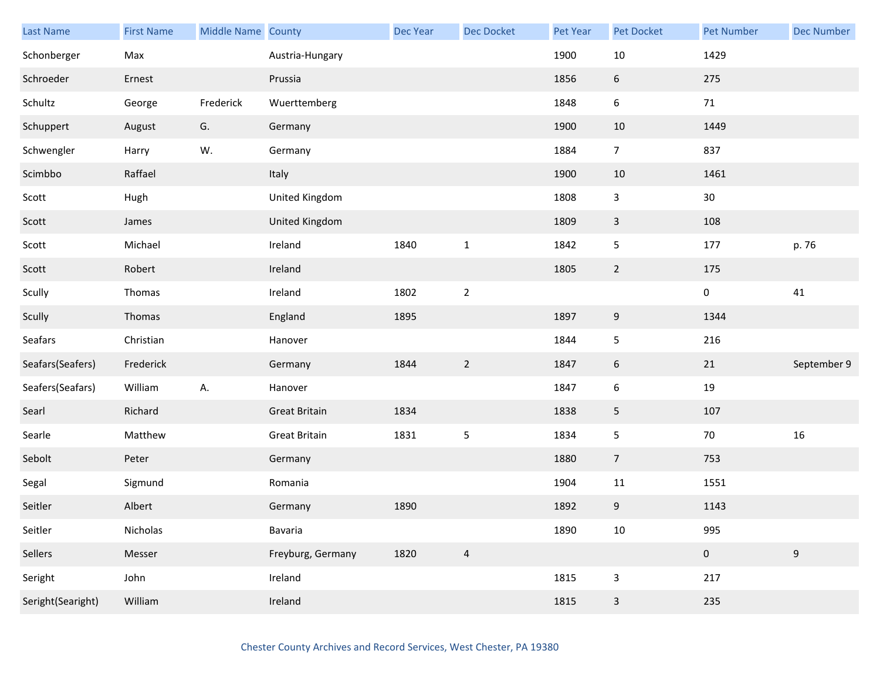| Last Name | First Name | Middle Name | County | Dec Year | Dec Docket | Pet Year | Pet Docket | Pet Number | Dec Number |
|---|---|---|---|---|---|---|---|---|---|
| Schonberger | Max | | Austria-Hungary | | | 1900 | 10 | 1429 | |
| Schroeder | Ernest | | Prussia | | | 1856 | 6 | 275 | |
| Schultz | George | Frederick | Wuerttemberg | | | 1848 | 6 | 71 | |
| Schuppert | August | G. | Germany | | | 1900 | 10 | 1449 | |
| Schwengler | Harry | W. | Germany | | | 1884 | 7 | 837 | |
| Scimbbo | Raffael | | Italy | | | 1900 | 10 | 1461 | |
| Scott | Hugh | | United Kingdom | | | 1808 | 3 | 30 | |
| Scott | James | | United Kingdom | | | 1809 | 3 | 108 | |
| Scott | Michael | | Ireland | 1840 | 1 | 1842 | 5 | 177 | p. 76 |
| Scott | Robert | | Ireland | | | 1805 | 2 | 175 | |
| Scully | Thomas | | Ireland | 1802 | 2 | | | 0 | 41 |
| Scully | Thomas | | England | 1895 | | 1897 | 9 | 1344 | |
| Seafars | Christian | | Hanover | | | 1844 | 5 | 216 | |
| Seafars(Seafers) | Frederick | | Germany | 1844 | 2 | 1847 | 6 | 21 | September 9 |
| Seafers(Seafars) | William | A. | Hanover | | | 1847 | 6 | 19 | |
| Searl | Richard | | Great Britain | 1834 | | 1838 | 5 | 107 | |
| Searle | Matthew | | Great Britain | 1831 | 5 | 1834 | 5 | 70 | 16 |
| Sebolt | Peter | | Germany | | | 1880 | 7 | 753 | |
| Segal | Sigmund | | Romania | | | 1904 | 11 | 1551 | |
| Seitler | Albert | | Germany | 1890 | | 1892 | 9 | 1143 | |
| Seitler | Nicholas | | Bavaria | | | 1890 | 10 | 995 | |
| Sellers | Messer | | Freyburg, Germany | 1820 | 4 | | | 0 | 9 |
| Seright | John | | Ireland | | | 1815 | 3 | 217 | |
| Seright(Searight) | William | | Ireland | | | 1815 | 3 | 235 | |

Chester County Archives and Record Services, West Chester, PA 19380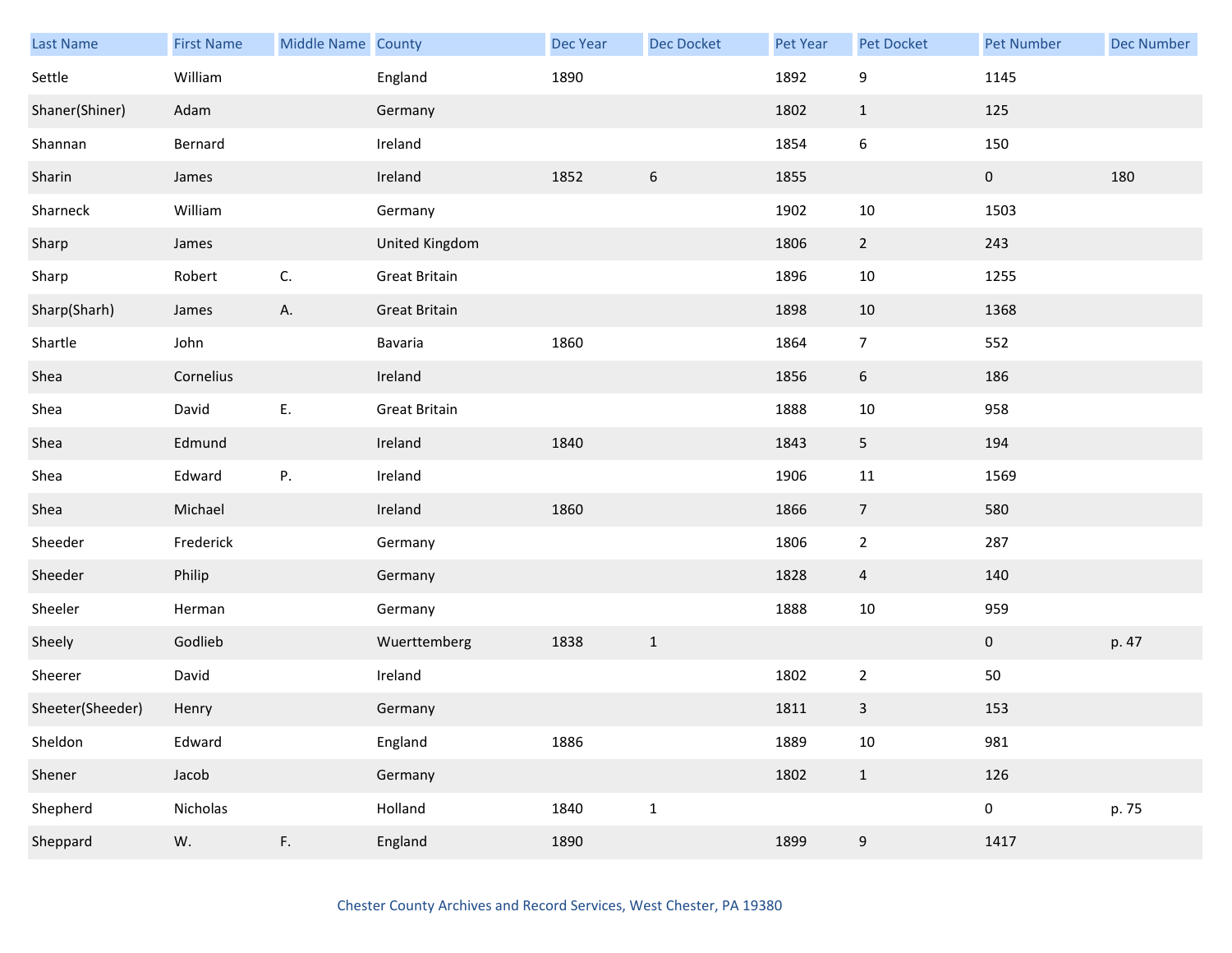| Last Name | First Name | Middle Name | County | Dec Year | Dec Docket | Pet Year | Pet Docket | Pet Number | Dec Number |
|---|---|---|---|---|---|---|---|---|---|
| Settle | William | | England | 1890 | | 1892 | 9 | 1145 | |
| Shaner(Shiner) | Adam | | Germany | | | 1802 | 1 | 125 | |
| Shannan | Bernard | | Ireland | | | 1854 | 6 | 150 | |
| Sharin | James | | Ireland | 1852 | 6 | 1855 | | 0 | 180 |
| Sharneck | William | | Germany | | | 1902 | 10 | 1503 | |
| Sharp | James | | United Kingdom | | | 1806 | 2 | 243 | |
| Sharp | Robert | C. | Great Britain | | | 1896 | 10 | 1255 | |
| Sharp(Sharh) | James | A. | Great Britain | | | 1898 | 10 | 1368 | |
| Shartle | John | | Bavaria | 1860 | | 1864 | 7 | 552 | |
| Shea | Cornelius | | Ireland | | | 1856 | 6 | 186 | |
| Shea | David | E. | Great Britain | | | 1888 | 10 | 958 | |
| Shea | Edmund | | Ireland | 1840 | | 1843 | 5 | 194 | |
| Shea | Edward | P. | Ireland | | | 1906 | 11 | 1569 | |
| Shea | Michael | | Ireland | 1860 | | 1866 | 7 | 580 | |
| Sheeder | Frederick | | Germany | | | 1806 | 2 | 287 | |
| Sheeder | Philip | | Germany | | | 1828 | 4 | 140 | |
| Sheeler | Herman | | Germany | | | 1888 | 10 | 959 | |
| Sheely | Godlieb | | Wuerttemberg | 1838 | 1 | | | 0 | p. 47 |
| Sheerer | David | | Ireland | | | 1802 | 2 | 50 | |
| Sheeter(Sheeder) | Henry | | Germany | | | 1811 | 3 | 153 | |
| Sheldon | Edward | | England | 1886 | | 1889 | 10 | 981 | |
| Shener | Jacob | | Germany | | | 1802 | 1 | 126 | |
| Shepherd | Nicholas | | Holland | 1840 | 1 | | | 0 | p. 75 |
| Sheppard | W. | F. | England | 1890 | | 1899 | 9 | 1417 | |

Chester County Archives and Record Services, West Chester, PA 19380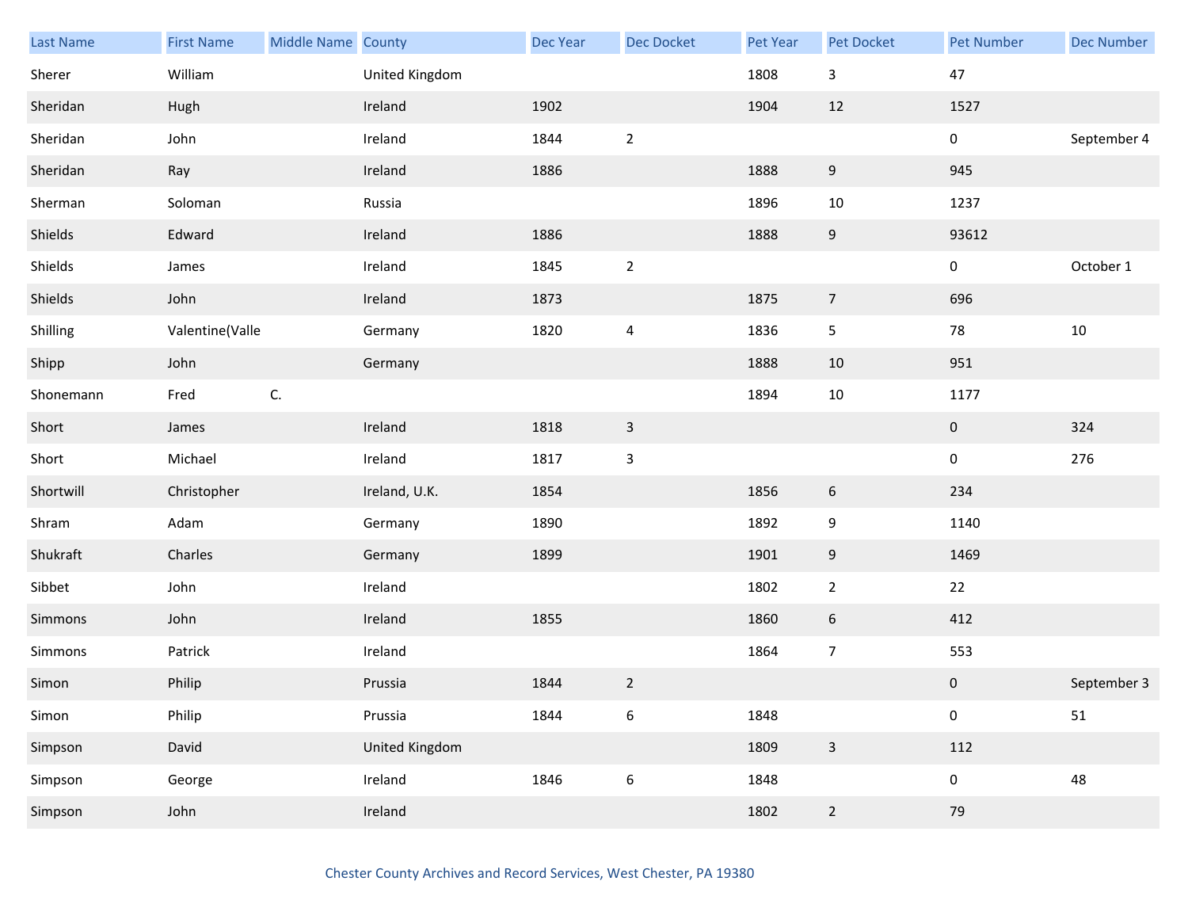| Last Name | First Name | Middle Name | County | Dec Year | Dec Docket | Pet Year | Pet Docket | Pet Number | Dec Number |
|---|---|---|---|---|---|---|---|---|---|
| Sherer | William | | United Kingdom | | | 1808 | 3 | 47 | |
| Sheridan | Hugh | | Ireland | 1902 | | 1904 | 12 | 1527 | |
| Sheridan | John | | Ireland | 1844 | 2 | | | 0 | September 4 |
| Sheridan | Ray | | Ireland | 1886 | | 1888 | 9 | 945 | |
| Sherman | Soloman | | Russia | | | 1896 | 10 | 1237 | |
| Shields | Edward | | Ireland | 1886 | | 1888 | 9 | 93612 | |
| Shields | James | | Ireland | 1845 | 2 | | | 0 | October 1 |
| Shields | John | | Ireland | 1873 | | 1875 | 7 | 696 | |
| Shilling | Valentine(Valle | | Germany | 1820 | 4 | 1836 | 5 | 78 | 10 |
| Shipp | John | | Germany | | | 1888 | 10 | 951 | |
| Shonemann | Fred | C. | | | | 1894 | 10 | 1177 | |
| Short | James | | Ireland | 1818 | 3 | | | 0 | 324 |
| Short | Michael | | Ireland | 1817 | 3 | | | 0 | 276 |
| Shortwill | Christopher | | Ireland, U.K. | 1854 | | 1856 | 6 | 234 | |
| Shram | Adam | | Germany | 1890 | | 1892 | 9 | 1140 | |
| Shukraft | Charles | | Germany | 1899 | | 1901 | 9 | 1469 | |
| Sibbet | John | | Ireland | | | 1802 | 2 | 22 | |
| Simmons | John | | Ireland | 1855 | | 1860 | 6 | 412 | |
| Simmons | Patrick | | Ireland | | | 1864 | 7 | 553 | |
| Simon | Philip | | Prussia | 1844 | 2 | | | 0 | September 3 |
| Simon | Philip | | Prussia | 1844 | 6 | 1848 | | 0 | 51 |
| Simpson | David | | United Kingdom | | | 1809 | 3 | 112 | |
| Simpson | George | | Ireland | 1846 | 6 | 1848 | | 0 | 48 |
| Simpson | John | | Ireland | | | 1802 | 2 | 79 | |

Chester County Archives and Record Services, West Chester, PA 19380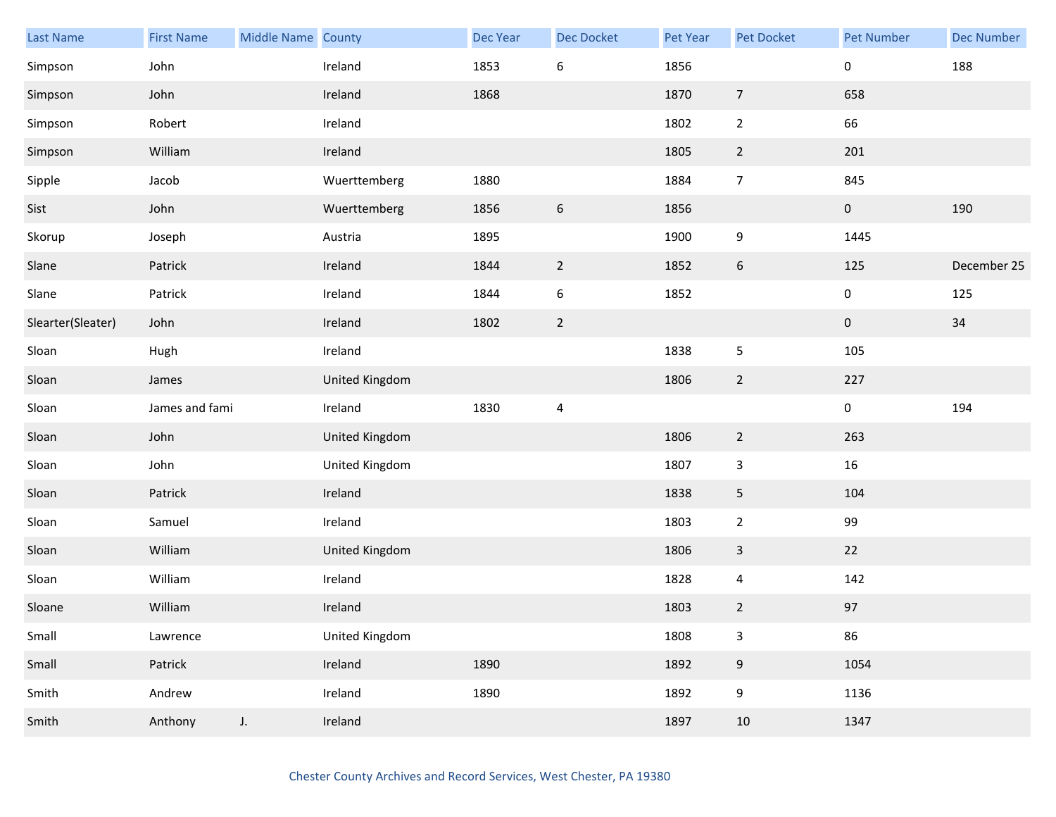| Last Name | First Name | Middle Name | County | Dec Year | Dec Docket | Pet Year | Pet Docket | Pet Number | Dec Number |
|---|---|---|---|---|---|---|---|---|---|
| Simpson | John | | Ireland | 1853 | 6 | 1856 | | 0 | 188 |
| Simpson | John | | Ireland | 1868 | | 1870 | 7 | 658 | |
| Simpson | Robert | | Ireland | | | 1802 | 2 | 66 | |
| Simpson | William | | Ireland | | | 1805 | 2 | 201 | |
| Sipple | Jacob | | Wuerttemberg | 1880 | | 1884 | 7 | 845 | |
| Sist | John | | Wuerttemberg | 1856 | 6 | 1856 | | 0 | 190 |
| Skorup | Joseph | | Austria | 1895 | | 1900 | 9 | 1445 | |
| Slane | Patrick | | Ireland | 1844 | 2 | 1852 | 6 | 125 | December 25 |
| Slane | Patrick | | Ireland | 1844 | 6 | 1852 | | 0 | 125 |
| Slearter(Sleater) | John | | Ireland | 1802 | 2 | | | 0 | 34 |
| Sloan | Hugh | | Ireland | | | 1838 | 5 | 105 | |
| Sloan | James | | United Kingdom | | | 1806 | 2 | 227 | |
| Sloan | James and fami | | Ireland | 1830 | 4 | | | 0 | 194 |
| Sloan | John | | United Kingdom | | | 1806 | 2 | 263 | |
| Sloan | John | | United Kingdom | | | 1807 | 3 | 16 | |
| Sloan | Patrick | | Ireland | | | 1838 | 5 | 104 | |
| Sloan | Samuel | | Ireland | | | 1803 | 2 | 99 | |
| Sloan | William | | United Kingdom | | | 1806 | 3 | 22 | |
| Sloan | William | | Ireland | | | 1828 | 4 | 142 | |
| Sloane | William | | Ireland | | | 1803 | 2 | 97 | |
| Small | Lawrence | | United Kingdom | | | 1808 | 3 | 86 | |
| Small | Patrick | | Ireland | 1890 | | 1892 | 9 | 1054 | |
| Smith | Andrew | | Ireland | 1890 | | 1892 | 9 | 1136 | |
| Smith | Anthony | J. | Ireland | | | 1897 | 10 | 1347 | |

Chester County Archives and Record Services, West Chester, PA 19380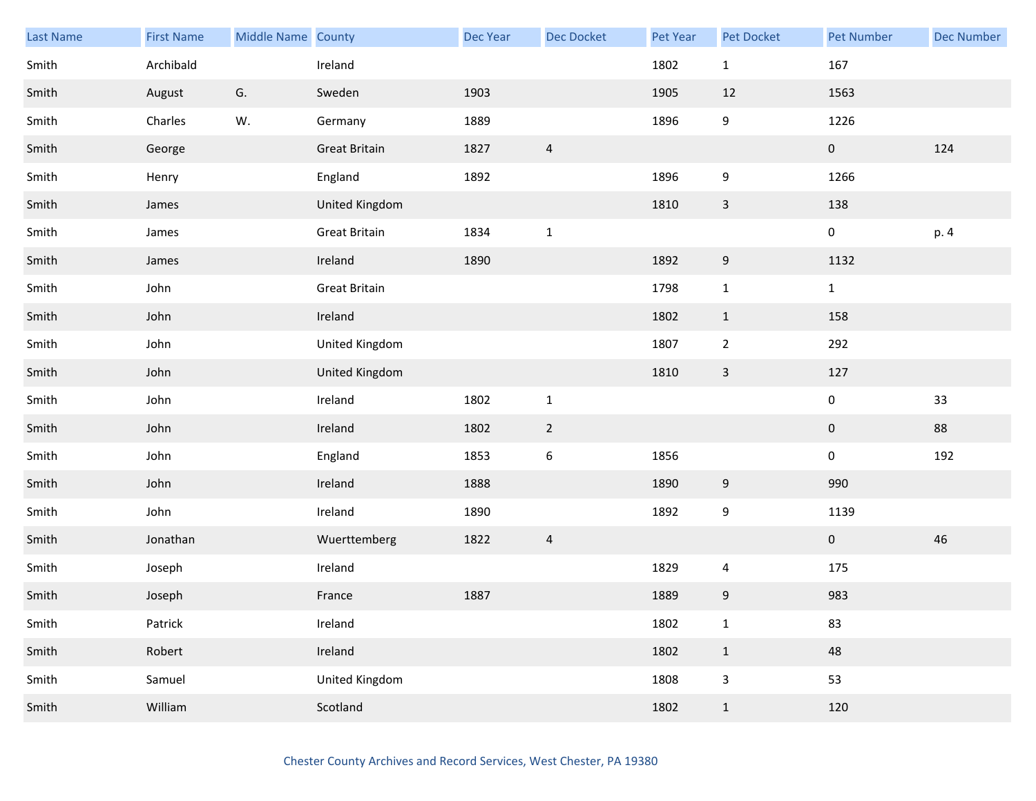| Last Name | First Name | Middle Name | County | Dec Year | Dec Docket | Pet Year | Pet Docket | Pet Number | Dec Number |
|---|---|---|---|---|---|---|---|---|---|
| Smith | Archibald | | Ireland | | | 1802 | 1 | 167 | |
| Smith | August | G. | Sweden | 1903 | | 1905 | 12 | 1563 | |
| Smith | Charles | W. | Germany | 1889 | | 1896 | 9 | 1226 | |
| Smith | George | | Great Britain | 1827 | 4 | | | 0 | 124 |
| Smith | Henry | | England | 1892 | | 1896 | 9 | 1266 | |
| Smith | James | | United Kingdom | | | 1810 | 3 | 138 | |
| Smith | James | | Great Britain | 1834 | 1 | | | 0 | p. 4 |
| Smith | James | | Ireland | 1890 | | 1892 | 9 | 1132 | |
| Smith | John | | Great Britain | | | 1798 | 1 | 1 | |
| Smith | John | | Ireland | | | 1802 | 1 | 158 | |
| Smith | John | | United Kingdom | | | 1807 | 2 | 292 | |
| Smith | John | | United Kingdom | | | 1810 | 3 | 127 | |
| Smith | John | | Ireland | 1802 | 1 | | | 0 | 33 |
| Smith | John | | Ireland | 1802 | 2 | | | 0 | 88 |
| Smith | John | | England | 1853 | 6 | 1856 | | 0 | 192 |
| Smith | John | | Ireland | 1888 | | 1890 | 9 | 990 | |
| Smith | John | | Ireland | 1890 | | 1892 | 9 | 1139 | |
| Smith | Jonathan | | Wuerttemberg | 1822 | 4 | | | 0 | 46 |
| Smith | Joseph | | Ireland | | | 1829 | 4 | 175 | |
| Smith | Joseph | | France | 1887 | | 1889 | 9 | 983 | |
| Smith | Patrick | | Ireland | | | 1802 | 1 | 83 | |
| Smith | Robert | | Ireland | | | 1802 | 1 | 48 | |
| Smith | Samuel | | United Kingdom | | | 1808 | 3 | 53 | |
| Smith | William | | Scotland | | | 1802 | 1 | 120 | |

Chester County Archives and Record Services, West Chester, PA 19380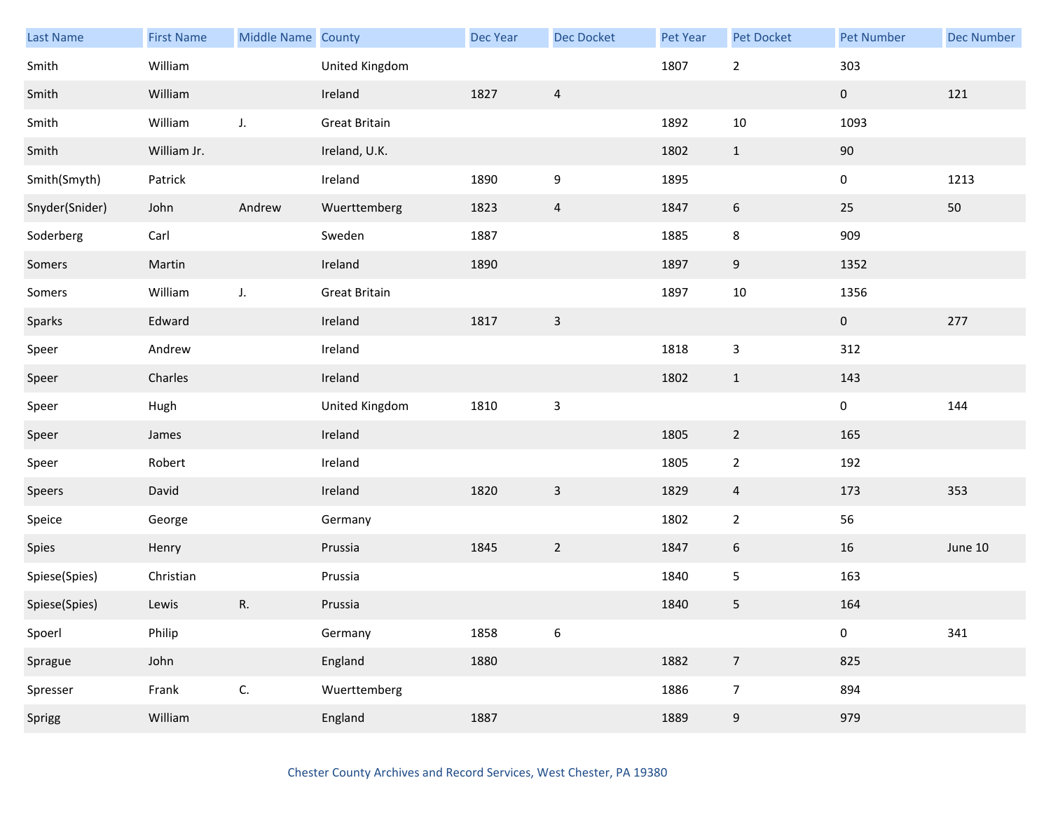| Last Name | First Name | Middle Name | County | Dec Year | Dec Docket | Pet Year | Pet Docket | Pet Number | Dec Number |
|---|---|---|---|---|---|---|---|---|---|
| Smith | William | | United Kingdom | | | 1807 | 2 | 303 | |
| Smith | William | | Ireland | 1827 | 4 | | | 0 | 121 |
| Smith | William | J. | Great Britain | | | 1892 | 10 | 1093 | |
| Smith | William Jr. | | Ireland, U.K. | | | 1802 | 1 | 90 | |
| Smith(Smyth) | Patrick | | Ireland | 1890 | 9 | 1895 | | 0 | 1213 |
| Snyder(Snider) | John | Andrew | Wuerttemberg | 1823 | 4 | 1847 | 6 | 25 | 50 |
| Soderberg | Carl | | Sweden | 1887 | | 1885 | 8 | 909 | |
| Somers | Martin | | Ireland | 1890 | | 1897 | 9 | 1352 | |
| Somers | William | J. | Great Britain | | | 1897 | 10 | 1356 | |
| Sparks | Edward | | Ireland | 1817 | 3 | | | 0 | 277 |
| Speer | Andrew | | Ireland | | | 1818 | 3 | 312 | |
| Speer | Charles | | Ireland | | | 1802 | 1 | 143 | |
| Speer | Hugh | | United Kingdom | 1810 | 3 | | | 0 | 144 |
| Speer | James | | Ireland | | | 1805 | 2 | 165 | |
| Speer | Robert | | Ireland | | | 1805 | 2 | 192 | |
| Speers | David | | Ireland | 1820 | 3 | 1829 | 4 | 173 | 353 |
| Speice | George | | Germany | | | 1802 | 2 | 56 | |
| Spies | Henry | | Prussia | 1845 | 2 | 1847 | 6 | 16 | June 10 |
| Spiese(Spies) | Christian | | Prussia | | | 1840 | 5 | 163 | |
| Spiese(Spies) | Lewis | R. | Prussia | | | 1840 | 5 | 164 | |
| Spoerl | Philip | | Germany | 1858 | 6 | | | 0 | 341 |
| Sprague | John | | England | 1880 | | 1882 | 7 | 825 | |
| Spresser | Frank | C. | Wuerttemberg | | | 1886 | 7 | 894 | |
| Sprigg | William | | England | 1887 | | 1889 | 9 | 979 | |

Chester County Archives and Record Services, West Chester, PA 19380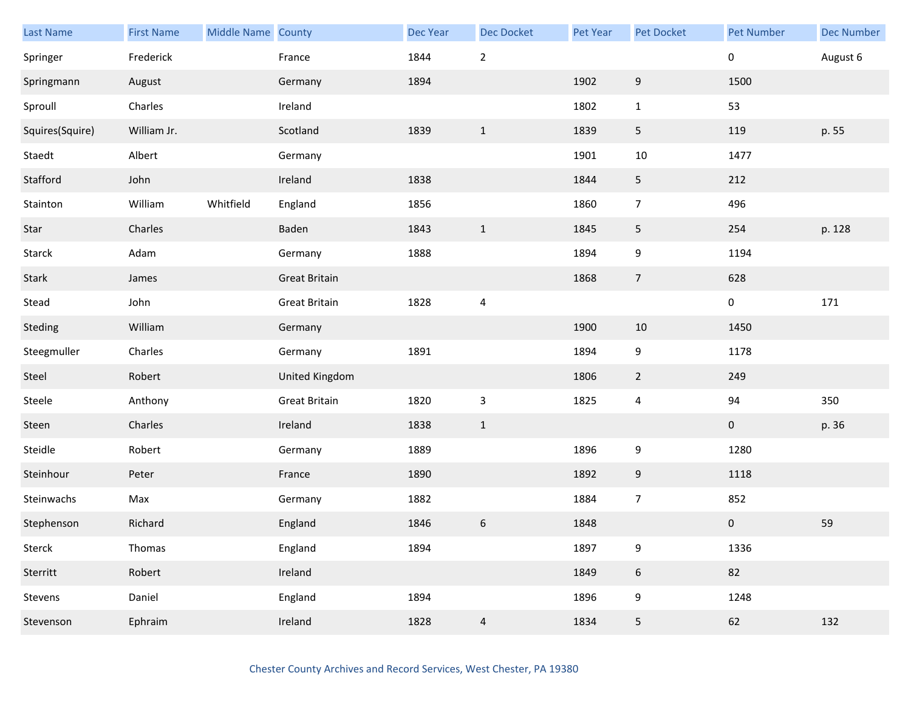| Last Name | First Name | Middle Name | County | Dec Year | Dec Docket | Pet Year | Pet Docket | Pet Number | Dec Number |
|---|---|---|---|---|---|---|---|---|---|
| Springer | Frederick | | France | 1844 | 2 | | | 0 | August 6 |
| Springmann | August | | Germany | 1894 | | 1902 | 9 | 1500 | |
| Sproull | Charles | | Ireland | | | 1802 | 1 | 53 | |
| Squires(Squire) | William Jr. | | Scotland | 1839 | 1 | 1839 | 5 | 119 | p. 55 |
| Staedt | Albert | | Germany | | | 1901 | 10 | 1477 | |
| Stafford | John | | Ireland | 1838 | | 1844 | 5 | 212 | |
| Stainton | William | Whitfield | England | 1856 | | 1860 | 7 | 496 | |
| Star | Charles | | Baden | 1843 | 1 | 1845 | 5 | 254 | p. 128 |
| Starck | Adam | | Germany | 1888 | | 1894 | 9 | 1194 | |
| Stark | James | | Great Britain | | | 1868 | 7 | 628 | |
| Stead | John | | Great Britain | 1828 | 4 | | | 0 | 171 |
| Steding | William | | Germany | | | 1900 | 10 | 1450 | |
| Steegmuller | Charles | | Germany | 1891 | | 1894 | 9 | 1178 | |
| Steel | Robert | | United Kingdom | | | 1806 | 2 | 249 | |
| Steele | Anthony | | Great Britain | 1820 | 3 | 1825 | 4 | 94 | 350 |
| Steen | Charles | | Ireland | 1838 | 1 | | | 0 | p. 36 |
| Steidle | Robert | | Germany | 1889 | | 1896 | 9 | 1280 | |
| Steinhour | Peter | | France | 1890 | | 1892 | 9 | 1118 | |
| Steinwachs | Max | | Germany | 1882 | | 1884 | 7 | 852 | |
| Stephenson | Richard | | England | 1846 | 6 | 1848 | | 0 | 59 |
| Sterck | Thomas | | England | 1894 | | 1897 | 9 | 1336 | |
| Sterritt | Robert | | Ireland | | | 1849 | 6 | 82 | |
| Stevens | Daniel | | England | 1894 | | 1896 | 9 | 1248 | |
| Stevenson | Ephraim | | Ireland | 1828 | 4 | 1834 | 5 | 62 | 132 |

Chester County Archives and Record Services, West Chester, PA 19380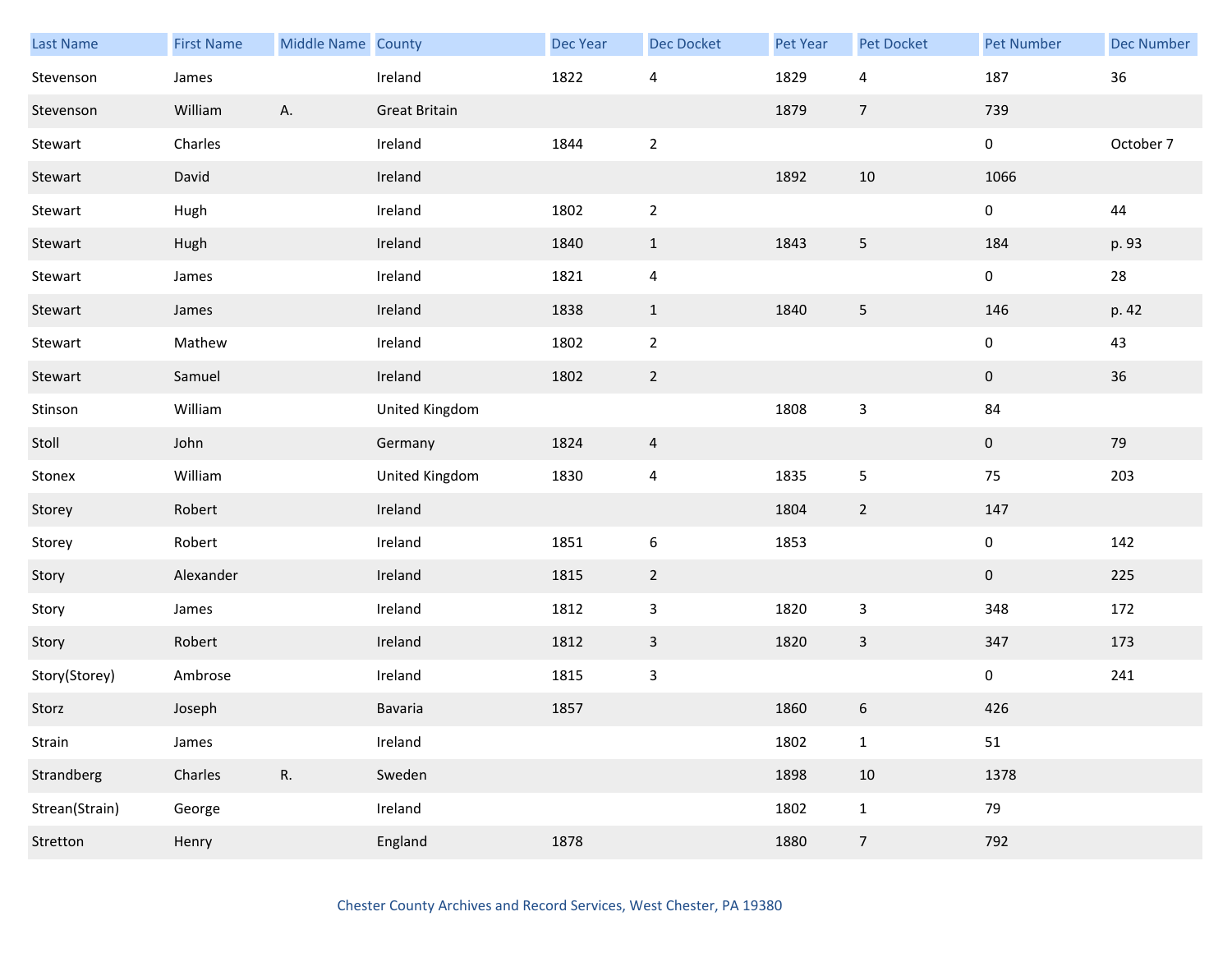| Last Name | First Name | Middle Name | County | Dec Year | Dec Docket | Pet Year | Pet Docket | Pet Number | Dec Number |
|---|---|---|---|---|---|---|---|---|---|
| Stevenson | James | | Ireland | 1822 | 4 | 1829 | 4 | 187 | 36 |
| Stevenson | William | A. | Great Britain | | | 1879 | 7 | 739 | |
| Stewart | Charles | | Ireland | 1844 | 2 | | | 0 | October 7 |
| Stewart | David | | Ireland | | | 1892 | 10 | 1066 | |
| Stewart | Hugh | | Ireland | 1802 | 2 | | | 0 | 44 |
| Stewart | Hugh | | Ireland | 1840 | 1 | 1843 | 5 | 184 | p. 93 |
| Stewart | James | | Ireland | 1821 | 4 | | | 0 | 28 |
| Stewart | James | | Ireland | 1838 | 1 | 1840 | 5 | 146 | p. 42 |
| Stewart | Mathew | | Ireland | 1802 | 2 | | | 0 | 43 |
| Stewart | Samuel | | Ireland | 1802 | 2 | | | 0 | 36 |
| Stinson | William | | United Kingdom | | | 1808 | 3 | 84 | |
| Stoll | John | | Germany | 1824 | 4 | | | 0 | 79 |
| Stonex | William | | United Kingdom | 1830 | 4 | 1835 | 5 | 75 | 203 |
| Storey | Robert | | Ireland | | | 1804 | 2 | 147 | |
| Storey | Robert | | Ireland | 1851 | 6 | 1853 | | 0 | 142 |
| Story | Alexander | | Ireland | 1815 | 2 | | | 0 | 225 |
| Story | James | | Ireland | 1812 | 3 | 1820 | 3 | 348 | 172 |
| Story | Robert | | Ireland | 1812 | 3 | 1820 | 3 | 347 | 173 |
| Story(Storey) | Ambrose | | Ireland | 1815 | 3 | | | 0 | 241 |
| Storz | Joseph | | Bavaria | 1857 | | 1860 | 6 | 426 | |
| Strain | James | | Ireland | | | 1802 | 1 | 51 | |
| Strandberg | Charles | R. | Sweden | | | 1898 | 10 | 1378 | |
| Strean(Strain) | George | | Ireland | | | 1802 | 1 | 79 | |
| Stretton | Henry | | England | 1878 | | 1880 | 7 | 792 | |

Chester County Archives and Record Services, West Chester, PA 19380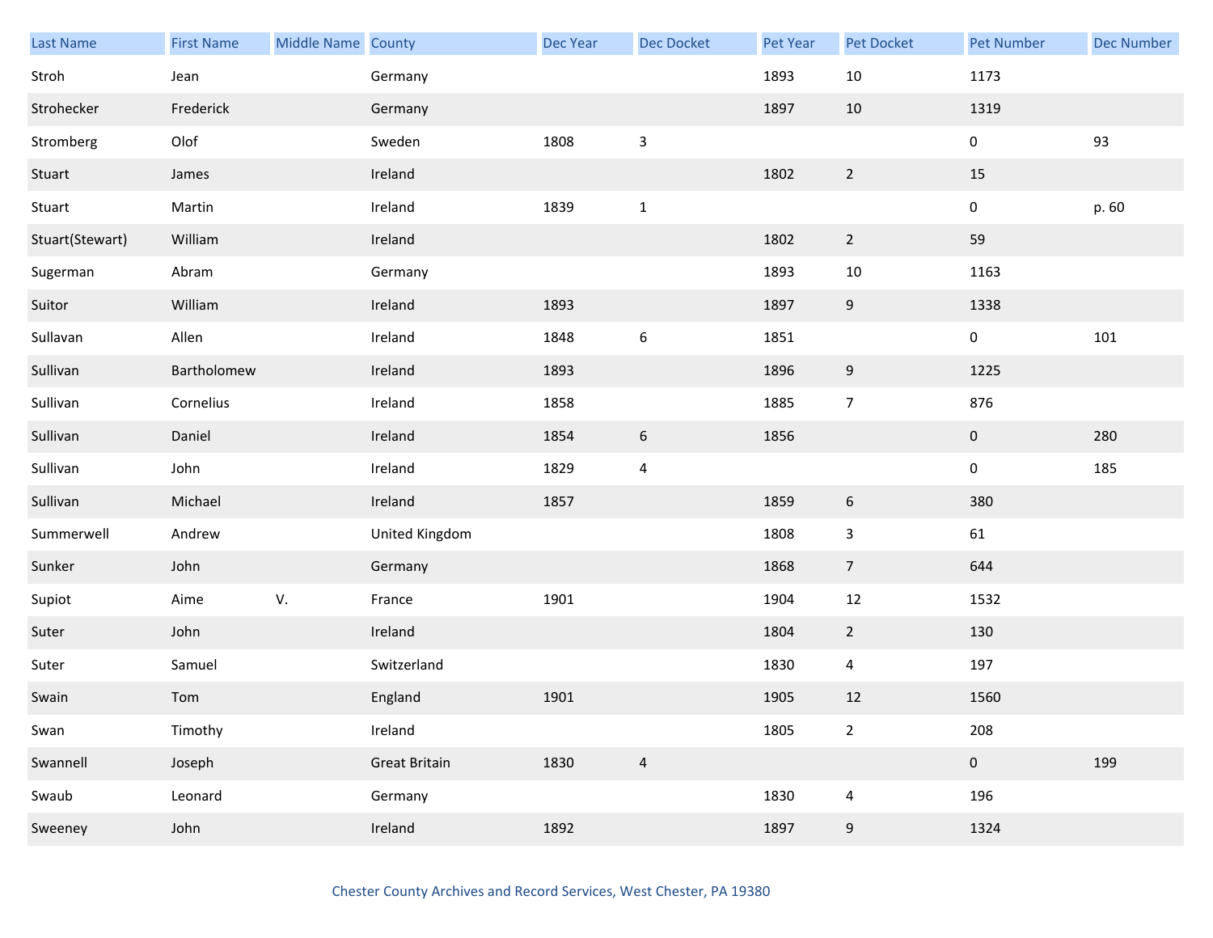| Last Name | First Name | Middle Name | County | Dec Year | Dec Docket | Pet Year | Pet Docket | Pet Number | Dec Number |
|---|---|---|---|---|---|---|---|---|---|
| Stroh | Jean | | Germany | | | 1893 | 10 | 1173 | |
| Strohecker | Frederick | | Germany | | | 1897 | 10 | 1319 | |
| Stromberg | Olof | | Sweden | 1808 | 3 | | | 0 | 93 |
| Stuart | James | | Ireland | | | 1802 | 2 | 15 | |
| Stuart | Martin | | Ireland | 1839 | 1 | | | 0 | p. 60 |
| Stuart(Stewart) | William | | Ireland | | | 1802 | 2 | 59 | |
| Sugerman | Abram | | Germany | | | 1893 | 10 | 1163 | |
| Suitor | William | | Ireland | 1893 | | 1897 | 9 | 1338 | |
| Sullavan | Allen | | Ireland | 1848 | 6 | 1851 | | 0 | 101 |
| Sullivan | Bartholomew | | Ireland | 1893 | | 1896 | 9 | 1225 | |
| Sullivan | Cornelius | | Ireland | 1858 | | 1885 | 7 | 876 | |
| Sullivan | Daniel | | Ireland | 1854 | 6 | 1856 | | 0 | 280 |
| Sullivan | John | | Ireland | 1829 | 4 | | | 0 | 185 |
| Sullivan | Michael | | Ireland | 1857 | | 1859 | 6 | 380 | |
| Summerwell | Andrew | | United Kingdom | | | 1808 | 3 | 61 | |
| Sunker | John | | Germany | | | 1868 | 7 | 644 | |
| Supiot | Aime | V. | France | 1901 | | 1904 | 12 | 1532 | |
| Suter | John | | Ireland | | | 1804 | 2 | 130 | |
| Suter | Samuel | | Switzerland | | | 1830 | 4 | 197 | |
| Swain | Tom | | England | 1901 | | 1905 | 12 | 1560 | |
| Swan | Timothy | | Ireland | | | 1805 | 2 | 208 | |
| Swannell | Joseph | | Great Britain | 1830 | 4 | | | 0 | 199 |
| Swaub | Leonard | | Germany | | | 1830 | 4 | 196 | |
| Sweeney | John | | Ireland | 1892 | | 1897 | 9 | 1324 | |

Chester County Archives and Record Services, West Chester, PA 19380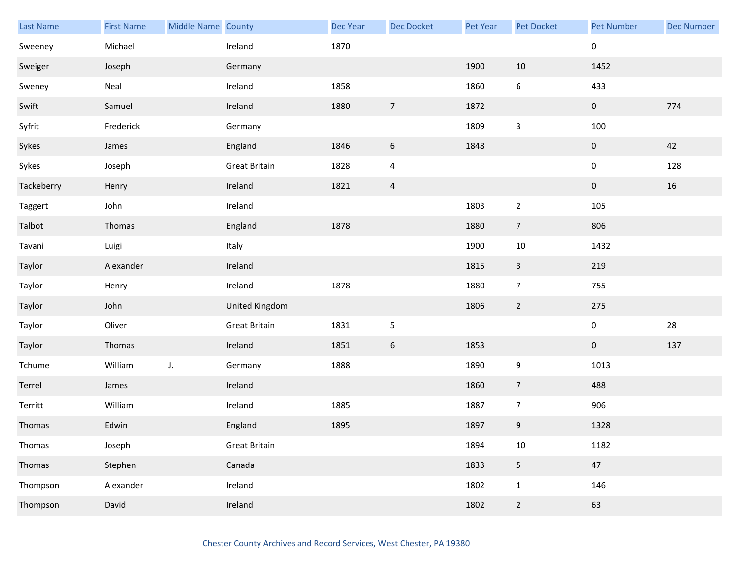| Last Name | First Name | Middle Name | County | Dec Year | Dec Docket | Pet Year | Pet Docket | Pet Number | Dec Number |
|---|---|---|---|---|---|---|---|---|---|
| Sweeney | Michael | | Ireland | 1870 | | | | 0 | |
| Sweiger | Joseph | | Germany | | | 1900 | 10 | 1452 | |
| Sweney | Neal | | Ireland | 1858 | | 1860 | 6 | 433 | |
| Swift | Samuel | | Ireland | 1880 | 7 | 1872 | | 0 | 774 |
| Syfrit | Frederick | | Germany | | | 1809 | 3 | 100 | |
| Sykes | James | | England | 1846 | 6 | 1848 | | 0 | 42 |
| Sykes | Joseph | | Great Britain | 1828 | 4 | | | 0 | 128 |
| Tackeberry | Henry | | Ireland | 1821 | 4 | | | 0 | 16 |
| Taggert | John | | Ireland | | | 1803 | 2 | 105 | |
| Talbot | Thomas | | England | 1878 | | 1880 | 7 | 806 | |
| Tavani | Luigi | | Italy | | | 1900 | 10 | 1432 | |
| Taylor | Alexander | | Ireland | | | 1815 | 3 | 219 | |
| Taylor | Henry | | Ireland | 1878 | | 1880 | 7 | 755 | |
| Taylor | John | | United Kingdom | | | 1806 | 2 | 275 | |
| Taylor | Oliver | | Great Britain | 1831 | 5 | | | 0 | 28 |
| Taylor | Thomas | | Ireland | 1851 | 6 | 1853 | | 0 | 137 |
| Tchume | William | J. | Germany | 1888 | | 1890 | 9 | 1013 | |
| Terrel | James | | Ireland | | | 1860 | 7 | 488 | |
| Territt | William | | Ireland | 1885 | | 1887 | 7 | 906 | |
| Thomas | Edwin | | England | 1895 | | 1897 | 9 | 1328 | |
| Thomas | Joseph | | Great Britain | | | 1894 | 10 | 1182 | |
| Thomas | Stephen | | Canada | | | 1833 | 5 | 47 | |
| Thompson | Alexander | | Ireland | | | 1802 | 1 | 146 | |
| Thompson | David | | Ireland | | | 1802 | 2 | 63 | |

Chester County Archives and Record Services, West Chester, PA 19380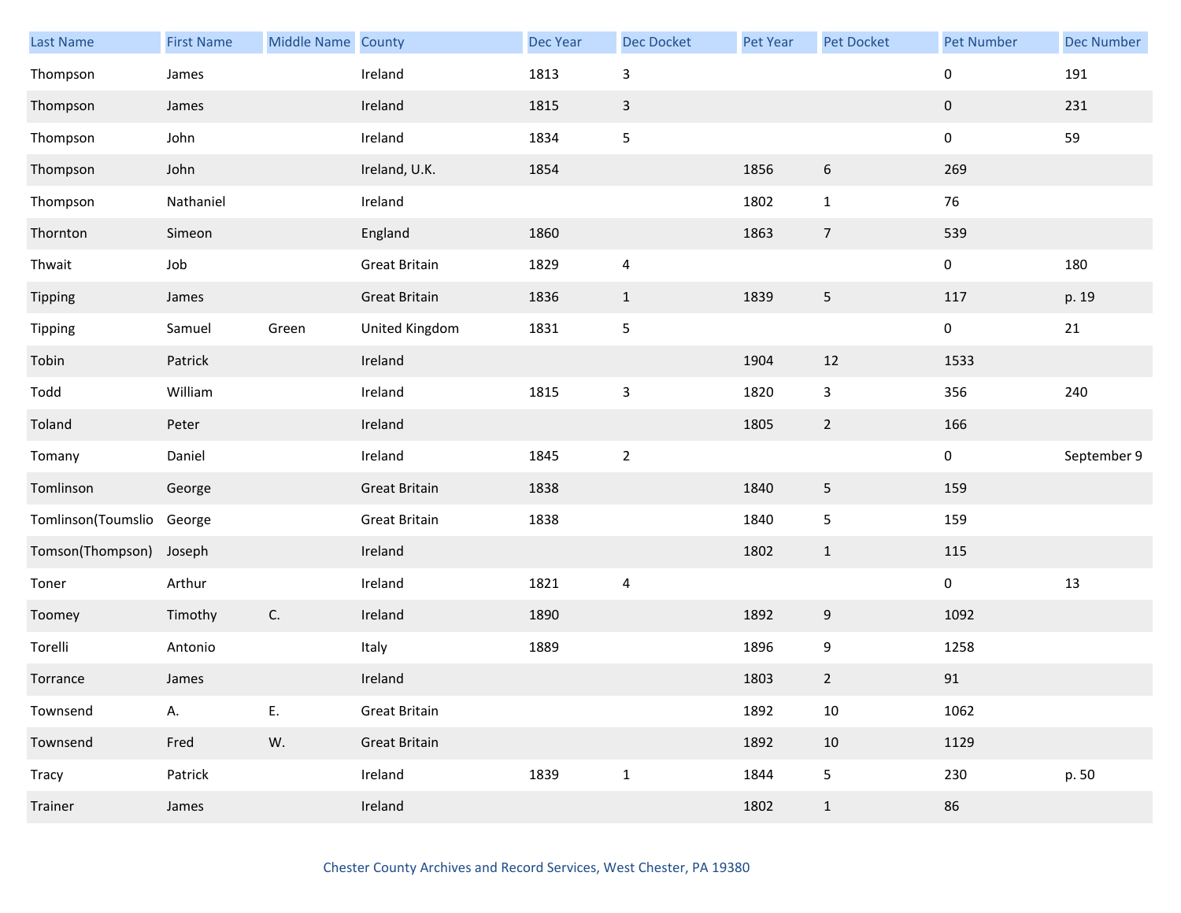| Last Name | First Name | Middle Name | County | Dec Year | Dec Docket | Pet Year | Pet Docket | Pet Number | Dec Number |
|---|---|---|---|---|---|---|---|---|---|
| Thompson | James | | Ireland | 1813 | 3 | | | 0 | 191 |
| Thompson | James | | Ireland | 1815 | 3 | | | 0 | 231 |
| Thompson | John | | Ireland | 1834 | 5 | | | 0 | 59 |
| Thompson | John | | Ireland, U.K. | 1854 | | 1856 | 6 | 269 | |
| Thompson | Nathaniel | | Ireland | | | 1802 | 1 | 76 | |
| Thornton | Simeon | | England | 1860 | | 1863 | 7 | 539 | |
| Thwait | Job | | Great Britain | 1829 | 4 | | | 0 | 180 |
| Tipping | James | | Great Britain | 1836 | 1 | 1839 | 5 | 117 | p. 19 |
| Tipping | Samuel | Green | United Kingdom | 1831 | 5 | | | 0 | 21 |
| Tobin | Patrick | | Ireland | | | 1904 | 12 | 1533 | |
| Todd | William | | Ireland | 1815 | 3 | 1820 | 3 | 356 | 240 |
| Toland | Peter | | Ireland | | | 1805 | 2 | 166 | |
| Tomany | Daniel | | Ireland | 1845 | 2 | | | 0 | September 9 |
| Tomlinson | George | | Great Britain | 1838 | | 1840 | 5 | 159 | |
| Tomlinson(Toumslio | George | | Great Britain | 1838 | | 1840 | 5 | 159 | |
| Tomson(Thompson) | Joseph | | Ireland | | | 1802 | 1 | 115 | |
| Toner | Arthur | | Ireland | 1821 | 4 | | | 0 | 13 |
| Toomey | Timothy | C. | Ireland | 1890 | | 1892 | 9 | 1092 | |
| Torelli | Antonio | | Italy | 1889 | | 1896 | 9 | 1258 | |
| Torrance | James | | Ireland | | | 1803 | 2 | 91 | |
| Townsend | A. | E. | Great Britain | | | 1892 | 10 | 1062 | |
| Townsend | Fred | W. | Great Britain | | | 1892 | 10 | 1129 | |
| Tracy | Patrick | | Ireland | 1839 | 1 | 1844 | 5 | 230 | p. 50 |
| Trainer | James | | Ireland | | | 1802 | 1 | 86 | |

Chester County Archives and Record Services, West Chester, PA 19380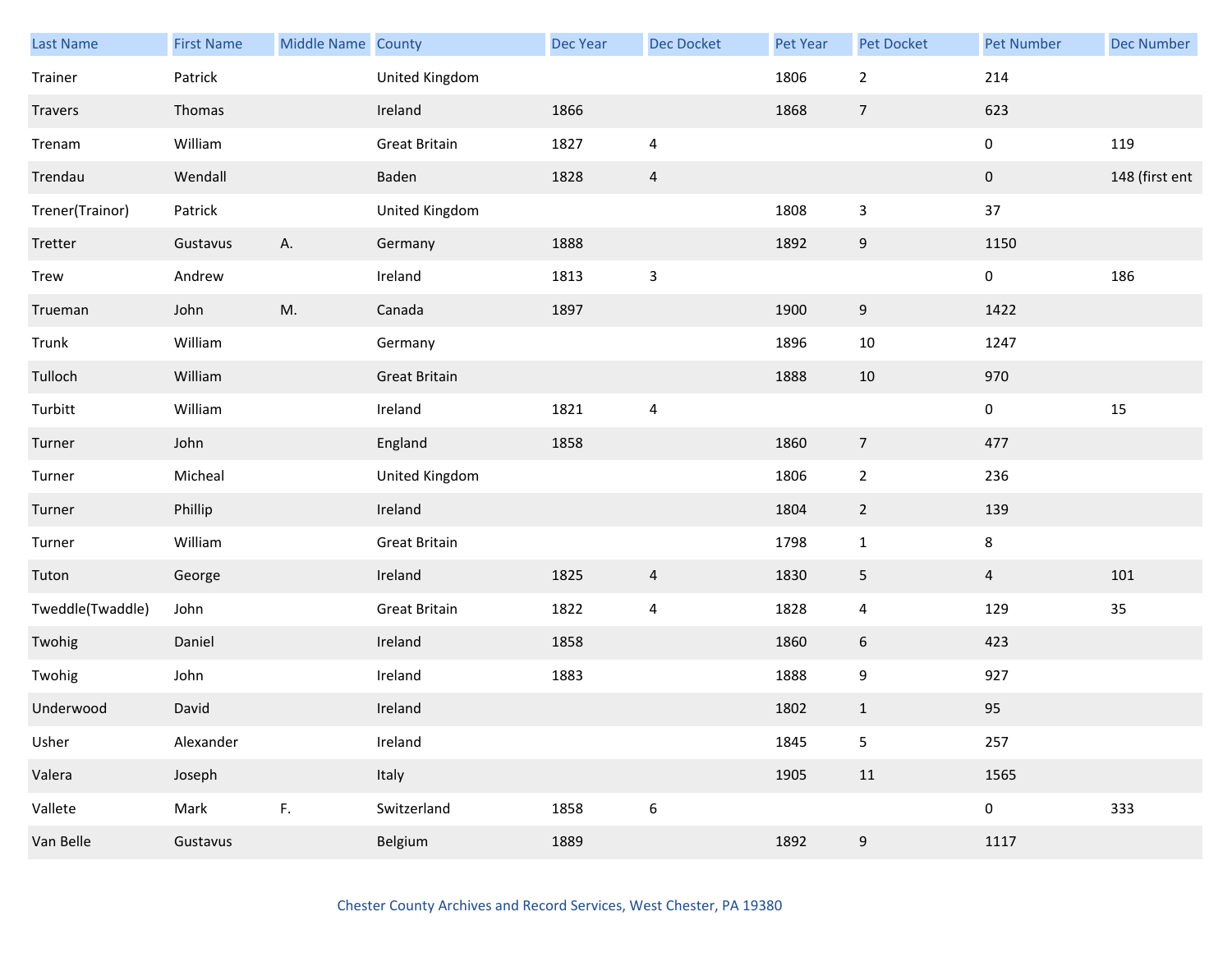| Last Name | First Name | Middle Name | County | Dec Year | Dec Docket | Pet Year | Pet Docket | Pet Number | Dec Number |
|---|---|---|---|---|---|---|---|---|---|
| Trainer | Patrick | | United Kingdom | | | 1806 | 2 | 214 | |
| Travers | Thomas | | Ireland | 1866 | | 1868 | 7 | 623 | |
| Trenam | William | | Great Britain | 1827 | 4 | | | 0 | 119 |
| Trendau | Wendall | | Baden | 1828 | 4 | | | 0 | 148 (first ent |
| Trener(Trainor) | Patrick | | United Kingdom | | | 1808 | 3 | 37 | |
| Tretter | Gustavus | A. | Germany | 1888 | | 1892 | 9 | 1150 | |
| Trew | Andrew | | Ireland | 1813 | 3 | | | 0 | 186 |
| Trueman | John | M. | Canada | 1897 | | 1900 | 9 | 1422 | |
| Trunk | William | | Germany | | | 1896 | 10 | 1247 | |
| Tulloch | William | | Great Britain | | | 1888 | 10 | 970 | |
| Turbitt | William | | Ireland | 1821 | 4 | | | 0 | 15 |
| Turner | John | | England | 1858 | | 1860 | 7 | 477 | |
| Turner | Micheal | | United Kingdom | | | 1806 | 2 | 236 | |
| Turner | Phillip | | Ireland | | | 1804 | 2 | 139 | |
| Turner | William | | Great Britain | | | 1798 | 1 | 8 | |
| Tuton | George | | Ireland | 1825 | 4 | 1830 | 5 | 4 | 101 |
| Tweddle(Twaddle) | John | | Great Britain | 1822 | 4 | 1828 | 4 | 129 | 35 |
| Twohig | Daniel | | Ireland | 1858 | | 1860 | 6 | 423 | |
| Twohig | John | | Ireland | 1883 | | 1888 | 9 | 927 | |
| Underwood | David | | Ireland | | | 1802 | 1 | 95 | |
| Usher | Alexander | | Ireland | | | 1845 | 5 | 257 | |
| Valera | Joseph | | Italy | | | 1905 | 11 | 1565 | |
| Vallete | Mark | F. | Switzerland | 1858 | 6 | | | 0 | 333 |
| Van Belle | Gustavus | | Belgium | 1889 | | 1892 | 9 | 1117 | |

Chester County Archives and Record Services, West Chester, PA 19380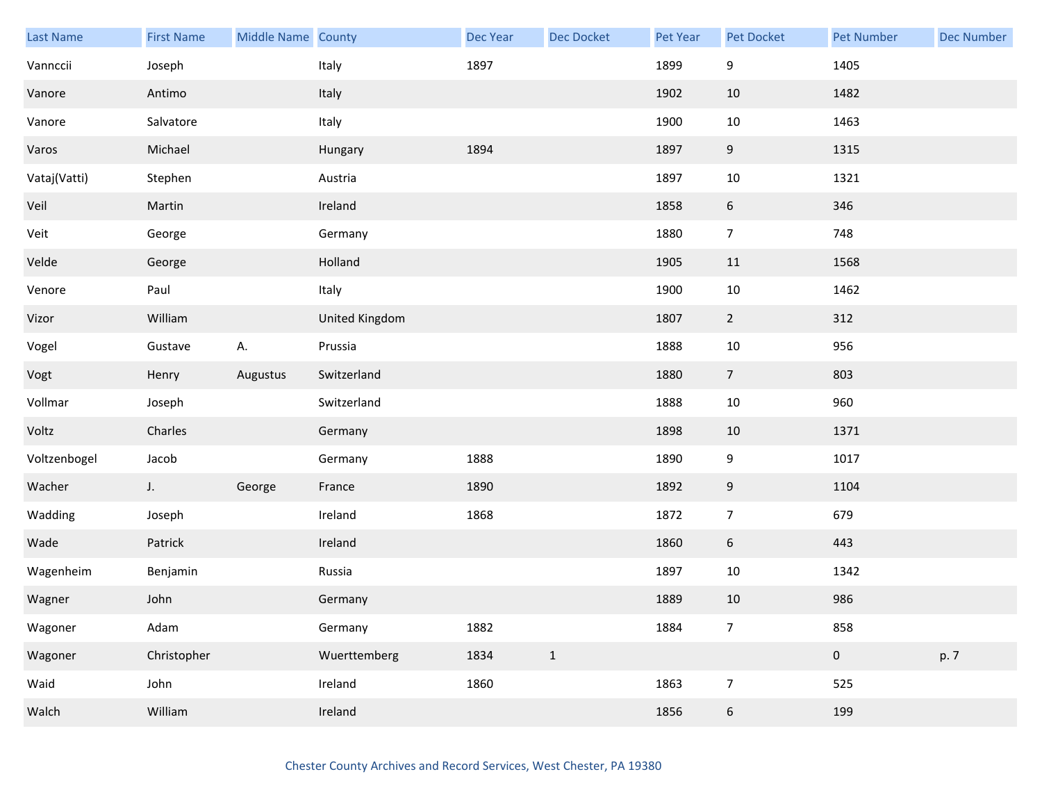| Last Name | First Name | Middle Name | County | Dec Year | Dec Docket | Pet Year | Pet Docket | Pet Number | Dec Number |
|---|---|---|---|---|---|---|---|---|---|
| Vannccii | Joseph | | Italy | 1897 | | 1899 | 9 | 1405 | |
| Vanore | Antimo | | Italy | | | 1902 | 10 | 1482 | |
| Vanore | Salvatore | | Italy | | | 1900 | 10 | 1463 | |
| Varos | Michael | | Hungary | 1894 | | 1897 | 9 | 1315 | |
| Vataj(Vatti) | Stephen | | Austria | | | 1897 | 10 | 1321 | |
| Veil | Martin | | Ireland | | | 1858 | 6 | 346 | |
| Veit | George | | Germany | | | 1880 | 7 | 748 | |
| Velde | George | | Holland | | | 1905 | 11 | 1568 | |
| Venore | Paul | | Italy | | | 1900 | 10 | 1462 | |
| Vizor | William | | United Kingdom | | | 1807 | 2 | 312 | |
| Vogel | Gustave | A. | Prussia | | | 1888 | 10 | 956 | |
| Vogt | Henry | Augustus | Switzerland | | | 1880 | 7 | 803 | |
| Vollmar | Joseph | | Switzerland | | | 1888 | 10 | 960 | |
| Voltz | Charles | | Germany | | | 1898 | 10 | 1371 | |
| Voltzenbogel | Jacob | | Germany | 1888 | | 1890 | 9 | 1017 | |
| Wacher | J. | George | France | 1890 | | 1892 | 9 | 1104 | |
| Wadding | Joseph | | Ireland | 1868 | | 1872 | 7 | 679 | |
| Wade | Patrick | | Ireland | | | 1860 | 6 | 443 | |
| Wagenheim | Benjamin | | Russia | | | 1897 | 10 | 1342 | |
| Wagner | John | | Germany | | | 1889 | 10 | 986 | |
| Wagoner | Adam | | Germany | 1882 | | 1884 | 7 | 858 | |
| Wagoner | Christopher | | Wuerttemberg | 1834 | 1 | | | 0 | p. 7 |
| Waid | John | | Ireland | 1860 | | 1863 | 7 | 525 | |
| Walch | William | | Ireland | | | 1856 | 6 | 199 | |

Chester County Archives and Record Services, West Chester, PA 19380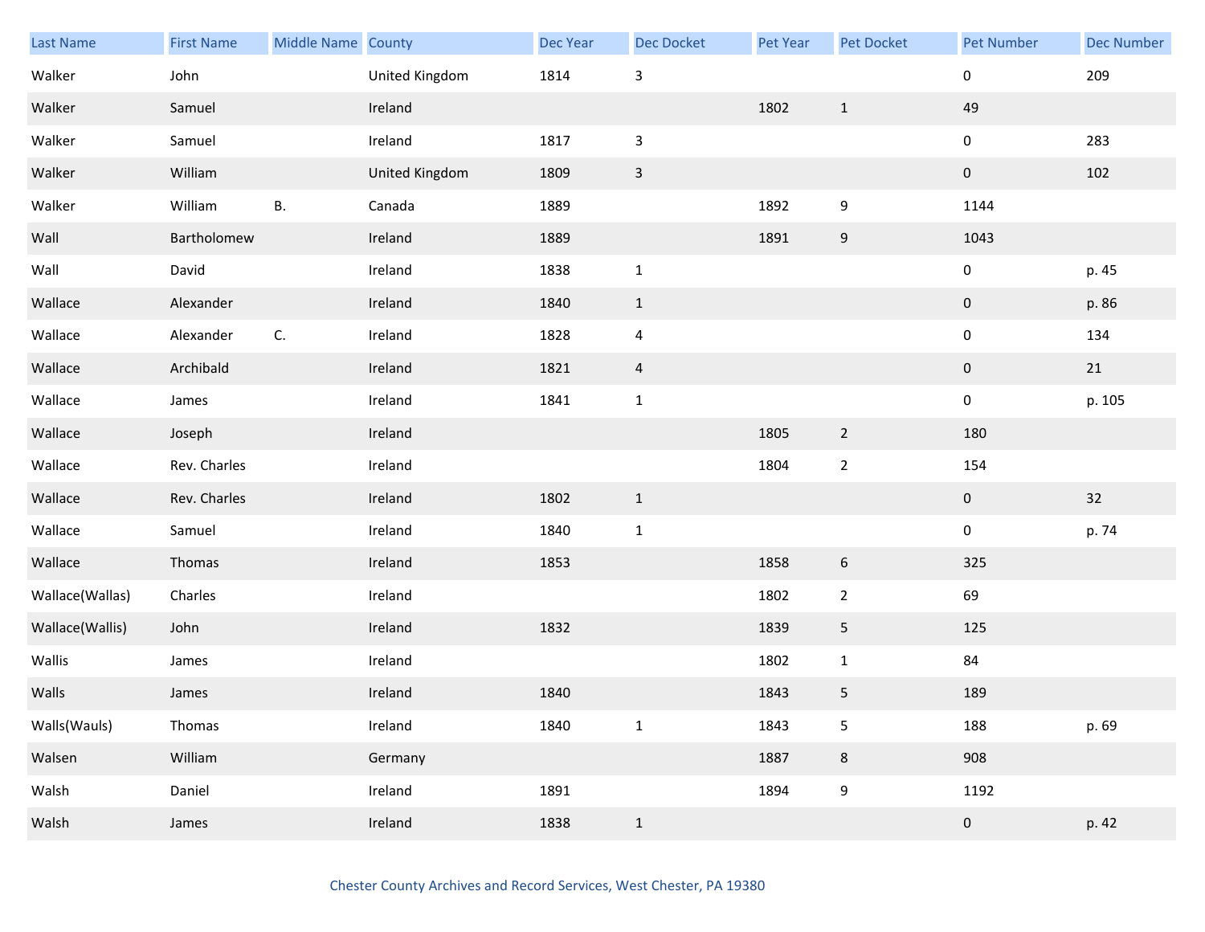| Last Name | First Name | Middle Name | County | Dec Year | Dec Docket | Pet Year | Pet Docket | Pet Number | Dec Number |
|---|---|---|---|---|---|---|---|---|---|
| Walker | John | | United Kingdom | 1814 | 3 | | | 0 | 209 |
| Walker | Samuel | | Ireland | | | 1802 | 1 | 49 | |
| Walker | Samuel | | Ireland | 1817 | 3 | | | 0 | 283 |
| Walker | William | | United Kingdom | 1809 | 3 | | | 0 | 102 |
| Walker | William | B. | Canada | 1889 | | 1892 | 9 | 1144 | |
| Wall | Bartholomew | | Ireland | 1889 | | 1891 | 9 | 1043 | |
| Wall | David | | Ireland | 1838 | 1 | | | 0 | p. 45 |
| Wallace | Alexander | | Ireland | 1840 | 1 | | | 0 | p. 86 |
| Wallace | Alexander | C. | Ireland | 1828 | 4 | | | 0 | 134 |
| Wallace | Archibald | | Ireland | 1821 | 4 | | | 0 | 21 |
| Wallace | James | | Ireland | 1841 | 1 | | | 0 | p. 105 |
| Wallace | Joseph | | Ireland | | | 1805 | 2 | 180 | |
| Wallace | Rev. Charles | | Ireland | | | 1804 | 2 | 154 | |
| Wallace | Rev. Charles | | Ireland | 1802 | 1 | | | 0 | 32 |
| Wallace | Samuel | | Ireland | 1840 | 1 | | | 0 | p. 74 |
| Wallace | Thomas | | Ireland | 1853 | | 1858 | 6 | 325 | |
| Wallace(Wallas) | Charles | | Ireland | | | 1802 | 2 | 69 | |
| Wallace(Wallis) | John | | Ireland | 1832 | | 1839 | 5 | 125 | |
| Wallis | James | | Ireland | | | 1802 | 1 | 84 | |
| Walls | James | | Ireland | 1840 | | 1843 | 5 | 189 | |
| Walls(Wauls) | Thomas | | Ireland | 1840 | 1 | 1843 | 5 | 188 | p. 69 |
| Walsen | William | | Germany | | | 1887 | 8 | 908 | |
| Walsh | Daniel | | Ireland | 1891 | | 1894 | 9 | 1192 | |
| Walsh | James | | Ireland | 1838 | 1 | | | 0 | p. 42 |

Chester County Archives and Record Services, West Chester, PA 19380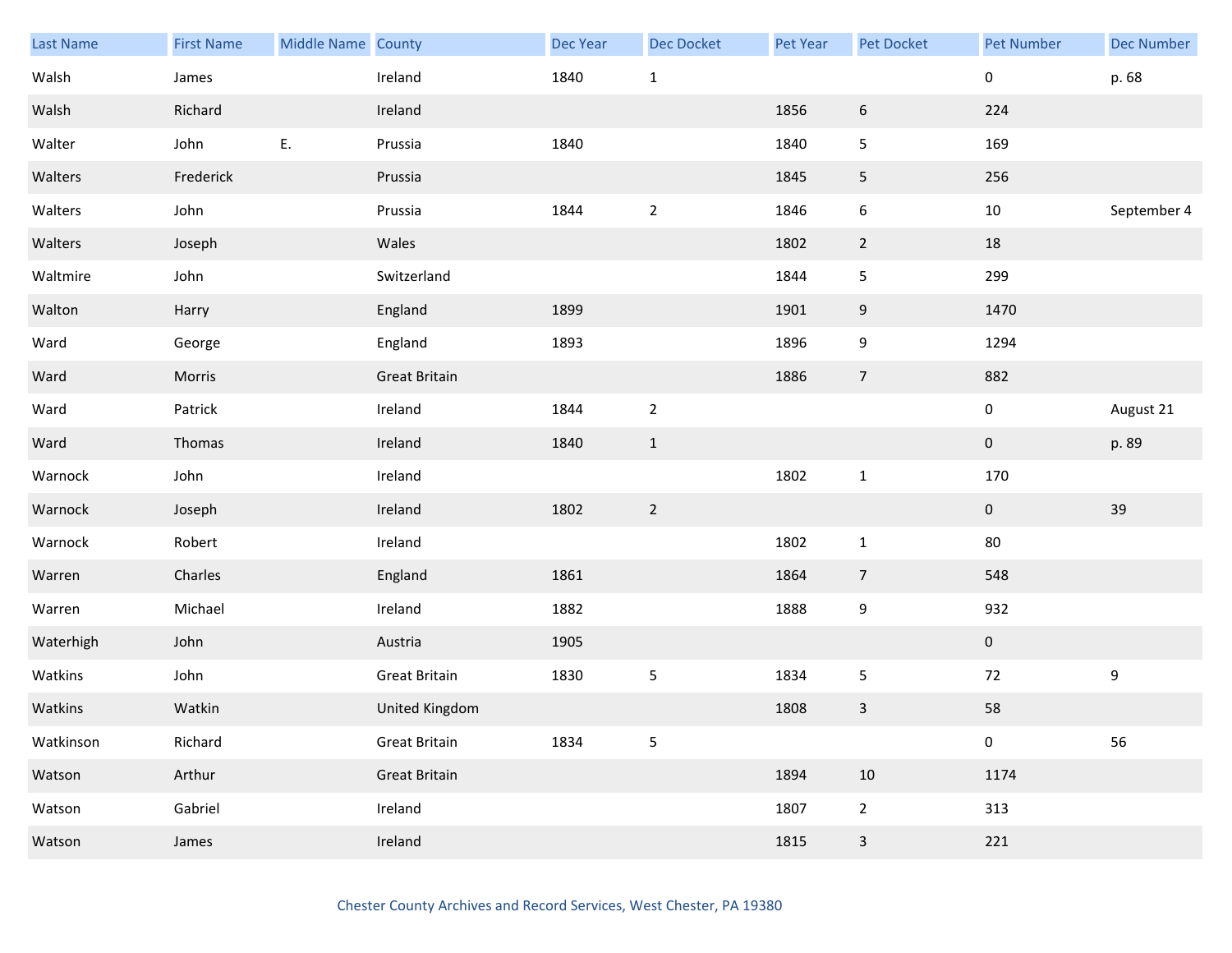| Last Name | First Name | Middle Name | County | Dec Year | Dec Docket | Pet Year | Pet Docket | Pet Number | Dec Number |
|---|---|---|---|---|---|---|---|---|---|
| Walsh | James | | Ireland | 1840 | 1 | | | 0 | p. 68 |
| Walsh | Richard | | Ireland | | | 1856 | 6 | 224 | |
| Walter | John | E. | Prussia | 1840 | | 1840 | 5 | 169 | |
| Walters | Frederick | | Prussia | | | 1845 | 5 | 256 | |
| Walters | John | | Prussia | 1844 | 2 | 1846 | 6 | 10 | September 4 |
| Walters | Joseph | | Wales | | | 1802 | 2 | 18 | |
| Waltmire | John | | Switzerland | | | 1844 | 5 | 299 | |
| Walton | Harry | | England | 1899 | | 1901 | 9 | 1470 | |
| Ward | George | | England | 1893 | | 1896 | 9 | 1294 | |
| Ward | Morris | | Great Britain | | | 1886 | 7 | 882 | |
| Ward | Patrick | | Ireland | 1844 | 2 | | | 0 | August 21 |
| Ward | Thomas | | Ireland | 1840 | 1 | | | 0 | p. 89 |
| Warnock | John | | Ireland | | | 1802 | 1 | 170 | |
| Warnock | Joseph | | Ireland | 1802 | 2 | | | 0 | 39 |
| Warnock | Robert | | Ireland | | | 1802 | 1 | 80 | |
| Warren | Charles | | England | 1861 | | 1864 | 7 | 548 | |
| Warren | Michael | | Ireland | 1882 | | 1888 | 9 | 932 | |
| Waterhigh | John | | Austria | 1905 | | | | 0 | |
| Watkins | John | | Great Britain | 1830 | 5 | 1834 | 5 | 72 | 9 |
| Watkins | Watkin | | United Kingdom | | | 1808 | 3 | 58 | |
| Watkinson | Richard | | Great Britain | 1834 | 5 | | | 0 | 56 |
| Watson | Arthur | | Great Britain | | | 1894 | 10 | 1174 | |
| Watson | Gabriel | | Ireland | | | 1807 | 2 | 313 | |
| Watson | James | | Ireland | | | 1815 | 3 | 221 | |

Chester County Archives and Record Services, West Chester, PA 19380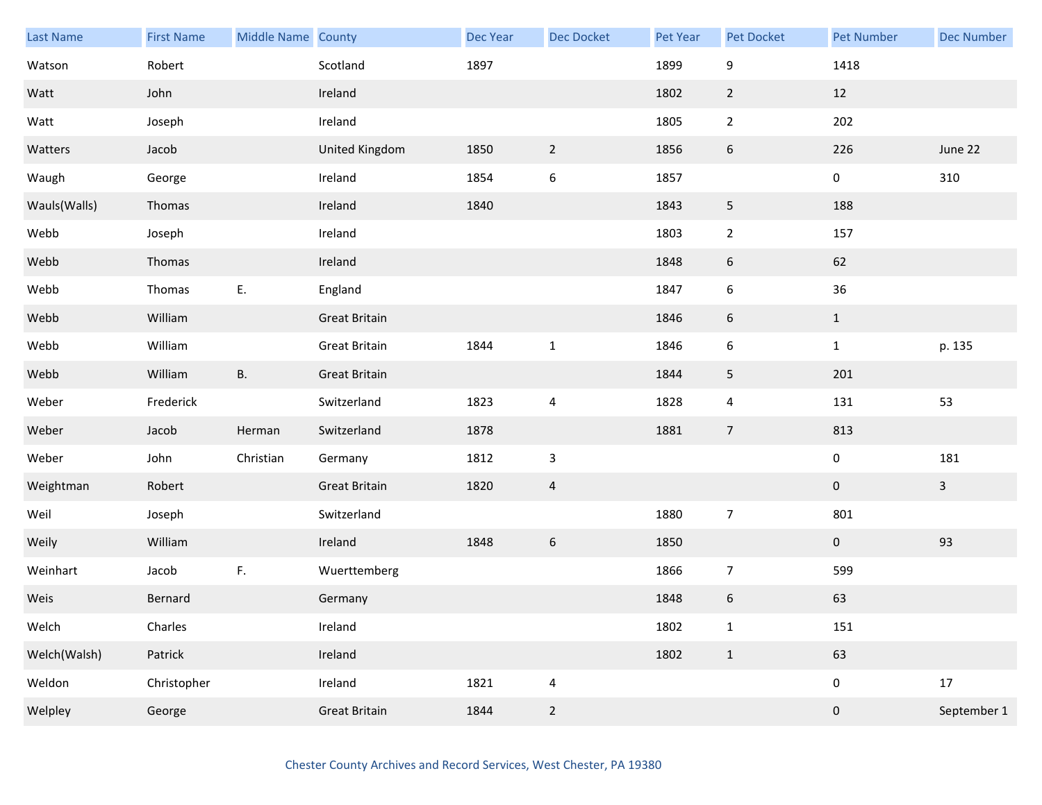| Last Name | First Name | Middle Name | County | Dec Year | Dec Docket | Pet Year | Pet Docket | Pet Number | Dec Number |
|---|---|---|---|---|---|---|---|---|---|
| Watson | Robert | | Scotland | 1897 | | 1899 | 9 | 1418 | |
| Watt | John | | Ireland | | | 1802 | 2 | 12 | |
| Watt | Joseph | | Ireland | | | 1805 | 2 | 202 | |
| Watters | Jacob | | United Kingdom | 1850 | 2 | 1856 | 6 | 226 | June 22 |
| Waugh | George | | Ireland | 1854 | 6 | 1857 | | 0 | 310 |
| Wauls(Walls) | Thomas | | Ireland | 1840 | | 1843 | 5 | 188 | |
| Webb | Joseph | | Ireland | | | 1803 | 2 | 157 | |
| Webb | Thomas | | Ireland | | | 1848 | 6 | 62 | |
| Webb | Thomas | E. | England | | | 1847 | 6 | 36 | |
| Webb | William | | Great Britain | | | 1846 | 6 | 1 | |
| Webb | William | | Great Britain | 1844 | 1 | 1846 | 6 | 1 | p. 135 |
| Webb | William | B. | Great Britain | | | 1844 | 5 | 201 | |
| Weber | Frederick | | Switzerland | 1823 | 4 | 1828 | 4 | 131 | 53 |
| Weber | Jacob | Herman | Switzerland | 1878 | | 1881 | 7 | 813 | |
| Weber | John | Christian | Germany | 1812 | 3 | | | 0 | 181 |
| Weightman | Robert | | Great Britain | 1820 | 4 | | | 0 | 3 |
| Weil | Joseph | | Switzerland | | | 1880 | 7 | 801 | |
| Weily | William | | Ireland | 1848 | 6 | 1850 | | 0 | 93 |
| Weinhart | Jacob | F. | Wuerttemberg | | | 1866 | 7 | 599 | |
| Weis | Bernard | | Germany | | | 1848 | 6 | 63 | |
| Welch | Charles | | Ireland | | | 1802 | 1 | 151 | |
| Welch(Walsh) | Patrick | | Ireland | | | 1802 | 1 | 63 | |
| Weldon | Christopher | | Ireland | 1821 | 4 | | | 0 | 17 |
| Welpley | George | | Great Britain | 1844 | 2 | | | 0 | September 1 |

Chester County Archives and Record Services, West Chester, PA 19380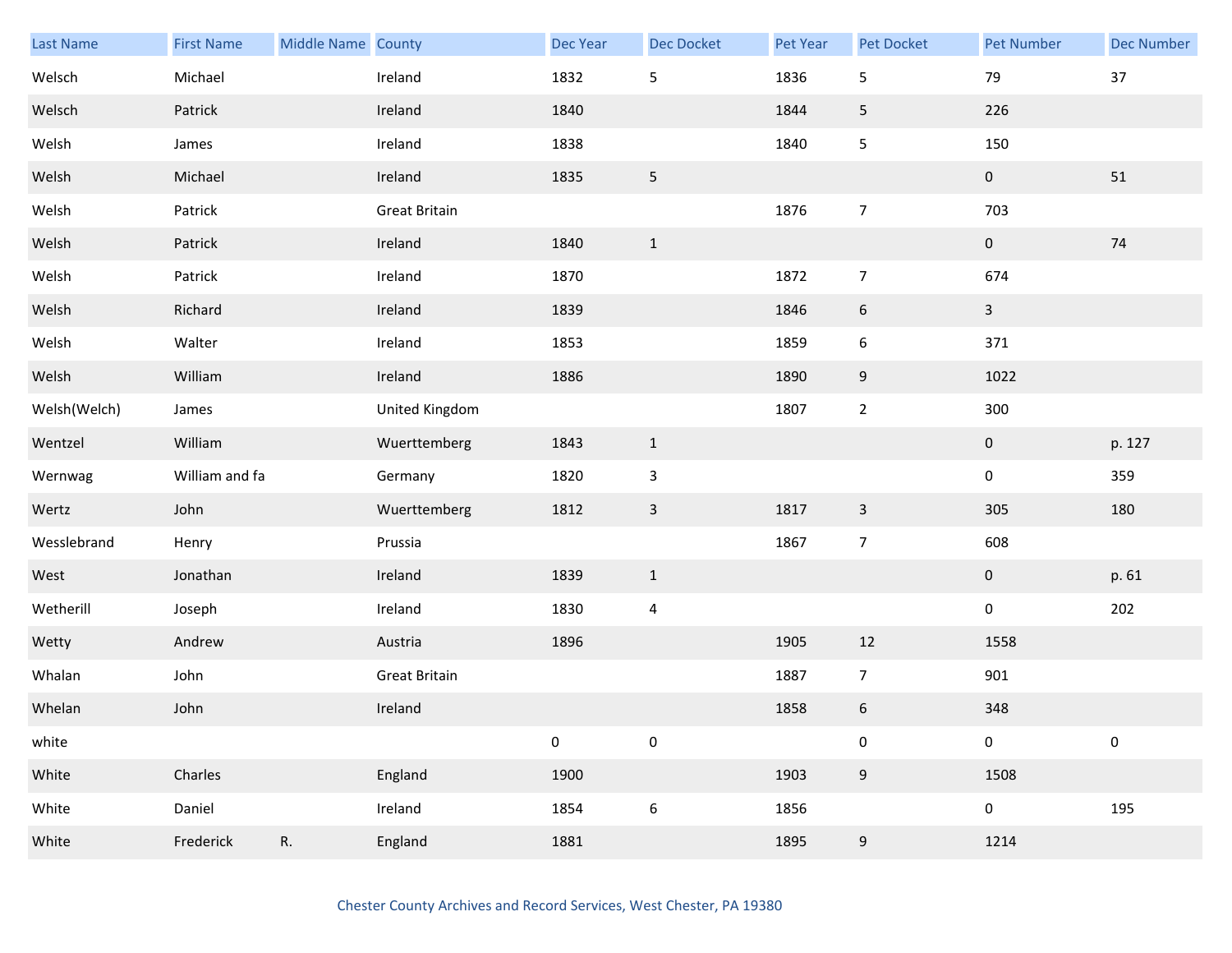| Last Name | First Name | Middle Name | County | Dec Year | Dec Docket | Pet Year | Pet Docket | Pet Number | Dec Number |
|---|---|---|---|---|---|---|---|---|---|
| Welsch | Michael | | Ireland | 1832 | 5 | 1836 | 5 | 79 | 37 |
| Welsch | Patrick | | Ireland | 1840 | | 1844 | 5 | 226 | |
| Welsh | James | | Ireland | 1838 | | 1840 | 5 | 150 | |
| Welsh | Michael | | Ireland | 1835 | 5 | | | 0 | 51 |
| Welsh | Patrick | | Great Britain | | | 1876 | 7 | 703 | |
| Welsh | Patrick | | Ireland | 1840 | 1 | | | 0 | 74 |
| Welsh | Patrick | | Ireland | 1870 | | 1872 | 7 | 674 | |
| Welsh | Richard | | Ireland | 1839 | | 1846 | 6 | 3 | |
| Welsh | Walter | | Ireland | 1853 | | 1859 | 6 | 371 | |
| Welsh | William | | Ireland | 1886 | | 1890 | 9 | 1022 | |
| Welsh(Welch) | James | | United Kingdom | | | 1807 | 2 | 300 | |
| Wentzel | William | | Wuerttemberg | 1843 | 1 | | | 0 | p. 127 |
| Wernwag | William and fa | | Germany | 1820 | 3 | | | 0 | 359 |
| Wertz | John | | Wuerttemberg | 1812 | 3 | 1817 | 3 | 305 | 180 |
| Wesslebrand | Henry | | Prussia | | | 1867 | 7 | 608 | |
| West | Jonathan | | Ireland | 1839 | 1 | | | 0 | p. 61 |
| Wetherill | Joseph | | Ireland | 1830 | 4 | | | 0 | 202 |
| Wetty | Andrew | | Austria | 1896 | | 1905 | 12 | 1558 | |
| Whalan | John | | Great Britain | | | 1887 | 7 | 901 | |
| Whelan | John | | Ireland | | | 1858 | 6 | 348 | |
| white | | | | 0 | 0 | | 0 | 0 | 0 |
| White | Charles | | England | 1900 | | 1903 | 9 | 1508 | |
| White | Daniel | | Ireland | 1854 | 6 | 1856 | | 0 | 195 |
| White | Frederick | R. | England | 1881 | | 1895 | 9 | 1214 | |

Chester County Archives and Record Services, West Chester, PA 19380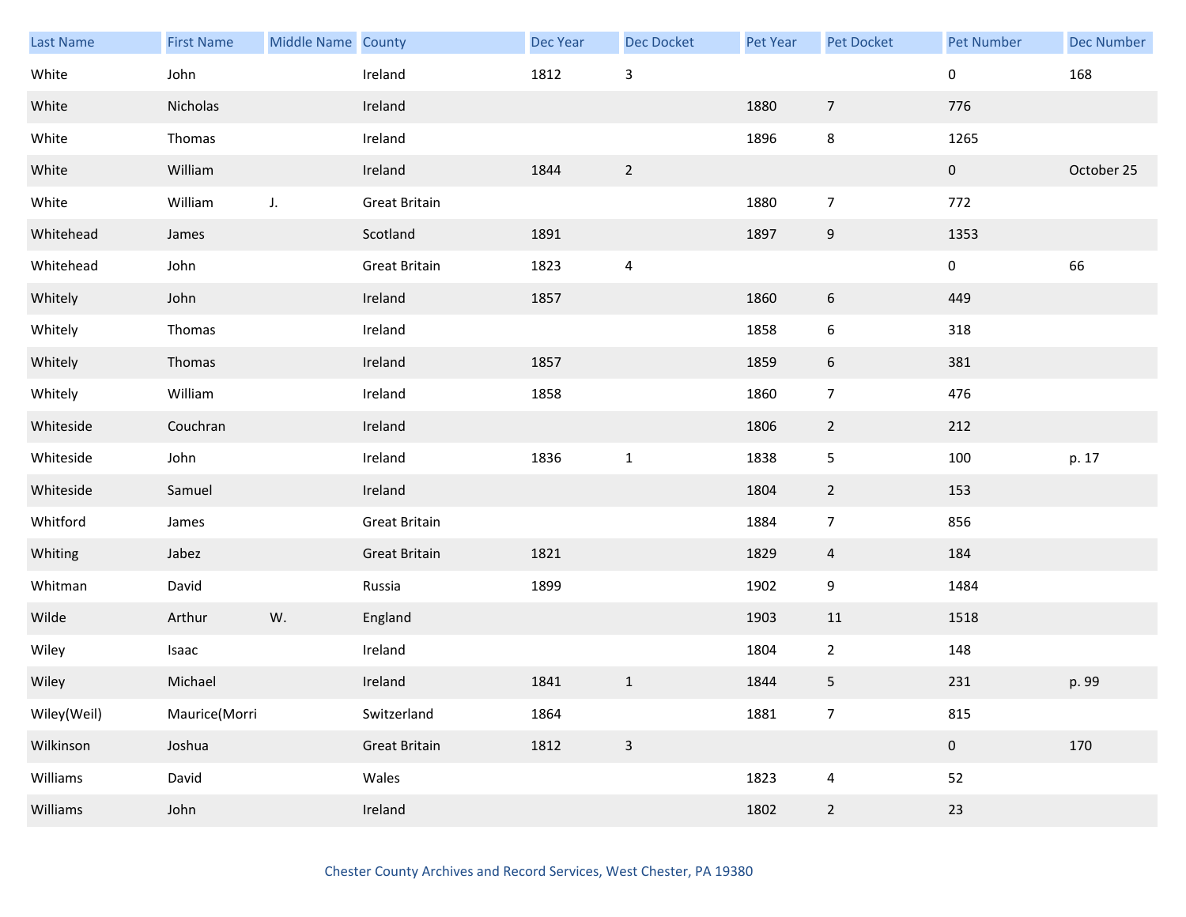| Last Name | First Name | Middle Name | County | Dec Year | Dec Docket | Pet Year | Pet Docket | Pet Number | Dec Number |
|---|---|---|---|---|---|---|---|---|---|
| White | John | | Ireland | 1812 | 3 | | | 0 | 168 |
| White | Nicholas | | Ireland | | | 1880 | 7 | 776 | |
| White | Thomas | | Ireland | | | 1896 | 8 | 1265 | |
| White | William | | Ireland | 1844 | 2 | | | 0 | October 25 |
| White | William | J. | Great Britain | | | 1880 | 7 | 772 | |
| Whitehead | James | | Scotland | 1891 | | 1897 | 9 | 1353 | |
| Whitehead | John | | Great Britain | 1823 | 4 | | | 0 | 66 |
| Whitely | John | | Ireland | 1857 | | 1860 | 6 | 449 | |
| Whitely | Thomas | | Ireland | | | 1858 | 6 | 318 | |
| Whitely | Thomas | | Ireland | 1857 | | 1859 | 6 | 381 | |
| Whitely | William | | Ireland | 1858 | | 1860 | 7 | 476 | |
| Whiteside | Couchran | | Ireland | | | 1806 | 2 | 212 | |
| Whiteside | John | | Ireland | 1836 | 1 | 1838 | 5 | 100 | p. 17 |
| Whiteside | Samuel | | Ireland | | | 1804 | 2 | 153 | |
| Whitford | James | | Great Britain | | | 1884 | 7 | 856 | |
| Whiting | Jabez | | Great Britain | 1821 | | 1829 | 4 | 184 | |
| Whitman | David | | Russia | 1899 | | 1902 | 9 | 1484 | |
| Wilde | Arthur | W. | England | | | 1903 | 11 | 1518 | |
| Wiley | Isaac | | Ireland | | | 1804 | 2 | 148 | |
| Wiley | Michael | | Ireland | 1841 | 1 | 1844 | 5 | 231 | p. 99 |
| Wiley(Weil) | Maurice(Morri | | Switzerland | 1864 | | 1881 | 7 | 815 | |
| Wilkinson | Joshua | | Great Britain | 1812 | 3 | | | 0 | 170 |
| Williams | David | | Wales | | | 1823 | 4 | 52 | |
| Williams | John | | Ireland | | | 1802 | 2 | 23 | |

Chester County Archives and Record Services, West Chester, PA 19380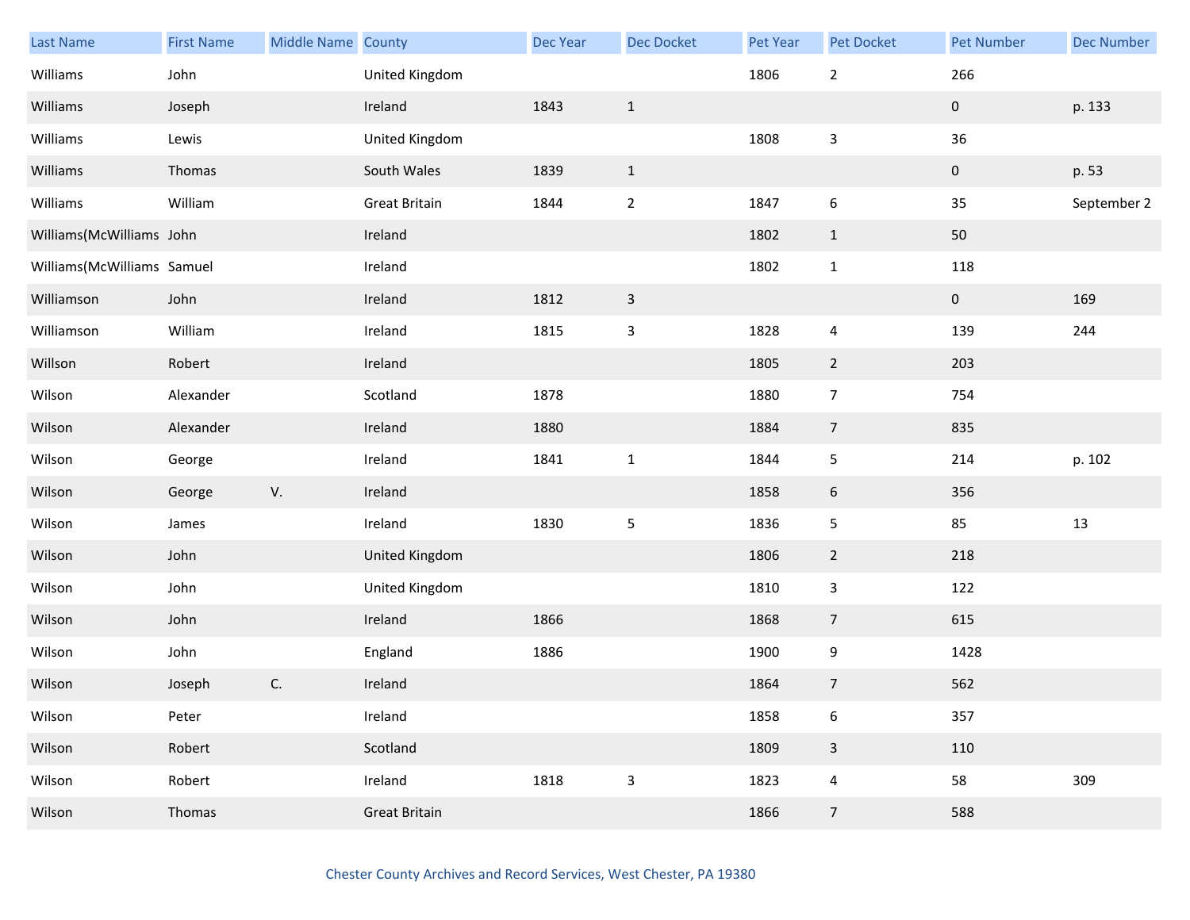| Last Name | First Name | Middle Name | County | Dec Year | Dec Docket | Pet Year | Pet Docket | Pet Number | Dec Number |
|---|---|---|---|---|---|---|---|---|---|
| Williams | John | | United Kingdom | | | 1806 | 2 | 266 | |
| Williams | Joseph | | Ireland | 1843 | 1 | | | 0 | p. 133 |
| Williams | Lewis | | United Kingdom | | | 1808 | 3 | 36 | |
| Williams | Thomas | | South Wales | 1839 | 1 | | | 0 | p. 53 |
| Williams | William | | Great Britain | 1844 | 2 | 1847 | 6 | 35 | September 2 |
| Williams(McWilliams | John | | Ireland | | | 1802 | 1 | 50 | |
| Williams(McWilliams | Samuel | | Ireland | | | 1802 | 1 | 118 | |
| Williamson | John | | Ireland | 1812 | 3 | | | 0 | 169 |
| Williamson | William | | Ireland | 1815 | 3 | 1828 | 4 | 139 | 244 |
| Willson | Robert | | Ireland | | | 1805 | 2 | 203 | |
| Wilson | Alexander | | Scotland | 1878 | | 1880 | 7 | 754 | |
| Wilson | Alexander | | Ireland | 1880 | | 1884 | 7 | 835 | |
| Wilson | George | | Ireland | 1841 | 1 | 1844 | 5 | 214 | p. 102 |
| Wilson | George | V. | Ireland | | | 1858 | 6 | 356 | |
| Wilson | James | | Ireland | 1830 | 5 | 1836 | 5 | 85 | 13 |
| Wilson | John | | United Kingdom | | | 1806 | 2 | 218 | |
| Wilson | John | | United Kingdom | | | 1810 | 3 | 122 | |
| Wilson | John | | Ireland | 1866 | | 1868 | 7 | 615 | |
| Wilson | John | | England | 1886 | | 1900 | 9 | 1428 | |
| Wilson | Joseph | C. | Ireland | | | 1864 | 7 | 562 | |
| Wilson | Peter | | Ireland | | | 1858 | 6 | 357 | |
| Wilson | Robert | | Scotland | | | 1809 | 3 | 110 | |
| Wilson | Robert | | Ireland | 1818 | 3 | 1823 | 4 | 58 | 309 |
| Wilson | Thomas | | Great Britain | | | 1866 | 7 | 588 | |

Chester County Archives and Record Services, West Chester, PA 19380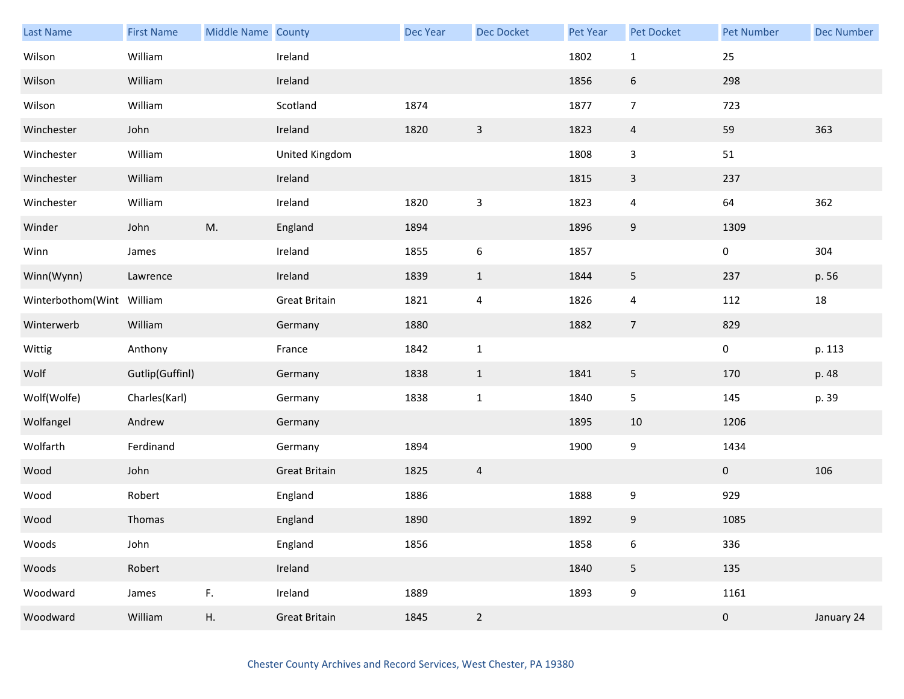| Last Name | First Name | Middle Name | County | Dec Year | Dec Docket | Pet Year | Pet Docket | Pet Number | Dec Number |
|---|---|---|---|---|---|---|---|---|---|
| Wilson | William | | Ireland | | | 1802 | 1 | 25 | |
| Wilson | William | | Ireland | | | 1856 | 6 | 298 | |
| Wilson | William | | Scotland | 1874 | | 1877 | 7 | 723 | |
| Winchester | John | | Ireland | 1820 | 3 | 1823 | 4 | 59 | 363 |
| Winchester | William | | United Kingdom | | | 1808 | 3 | 51 | |
| Winchester | William | | Ireland | | | 1815 | 3 | 237 | |
| Winchester | William | | Ireland | 1820 | 3 | 1823 | 4 | 64 | 362 |
| Winder | John | M. | England | 1894 | | 1896 | 9 | 1309 | |
| Winn | James | | Ireland | 1855 | 6 | 1857 | | 0 | 304 |
| Winn(Wynn) | Lawrence | | Ireland | 1839 | 1 | 1844 | 5 | 237 | p. 56 |
| Winterbothom(Wint | William | | Great Britain | 1821 | 4 | 1826 | 4 | 112 | 18 |
| Winterwerb | William | | Germany | 1880 | | 1882 | 7 | 829 | |
| Wittig | Anthony | | France | 1842 | 1 | | | 0 | p. 113 |
| Wolf | Gutlip(Guffinl) | | Germany | 1838 | 1 | 1841 | 5 | 170 | p. 48 |
| Wolf(Wolfe) | Charles(Karl) | | Germany | 1838 | 1 | 1840 | 5 | 145 | p. 39 |
| Wolfangel | Andrew | | Germany | | | 1895 | 10 | 1206 | |
| Wolfarth | Ferdinand | | Germany | 1894 | | 1900 | 9 | 1434 | |
| Wood | John | | Great Britain | 1825 | 4 | | | 0 | 106 |
| Wood | Robert | | England | 1886 | | 1888 | 9 | 929 | |
| Wood | Thomas | | England | 1890 | | 1892 | 9 | 1085 | |
| Woods | John | | England | 1856 | | 1858 | 6 | 336 | |
| Woods | Robert | | Ireland | | | 1840 | 5 | 135 | |
| Woodward | James | F. | Ireland | 1889 | | 1893 | 9 | 1161 | |
| Woodward | William | H. | Great Britain | 1845 | 2 | | | 0 | January 24 |

Chester County Archives and Record Services, West Chester, PA 19380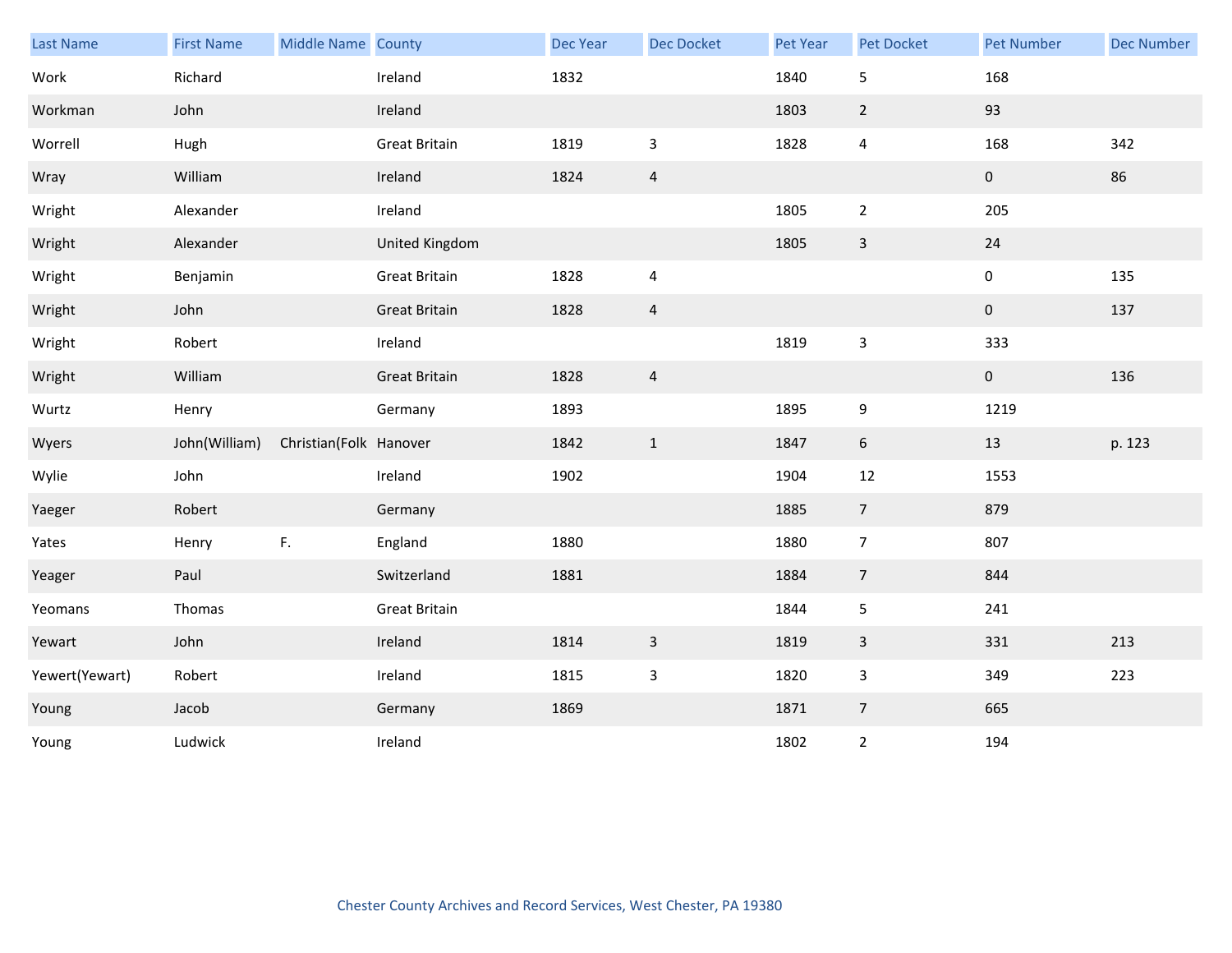| Last Name | First Name | Middle Name | County | Dec Year | Dec Docket | Pet Year | Pet Docket | Pet Number | Dec Number |
|---|---|---|---|---|---|---|---|---|---|
| Work | Richard | | Ireland | 1832 | | 1840 | 5 | 168 | |
| Workman | John | | Ireland | | | 1803 | 2 | 93 | |
| Worrell | Hugh | | Great Britain | 1819 | 3 | 1828 | 4 | 168 | 342 |
| Wray | William | | Ireland | 1824 | 4 | | | 0 | 86 |
| Wright | Alexander | | Ireland | | | 1805 | 2 | 205 | |
| Wright | Alexander | | United Kingdom | | | 1805 | 3 | 24 | |
| Wright | Benjamin | | Great Britain | 1828 | 4 | | | 0 | 135 |
| Wright | John | | Great Britain | 1828 | 4 | | | 0 | 137 |
| Wright | Robert | | Ireland | | | 1819 | 3 | 333 | |
| Wright | William | | Great Britain | 1828 | 4 | | | 0 | 136 |
| Wurtz | Henry | | Germany | 1893 | | 1895 | 9 | 1219 | |
| Wyers | John(William) | Christian(Folk | Hanover | 1842 | 1 | 1847 | 6 | 13 | p. 123 |
| Wylie | John | | Ireland | 1902 | | 1904 | 12 | 1553 | |
| Yaeger | Robert | | Germany | | | 1885 | 7 | 879 | |
| Yates | Henry | F. | England | 1880 | | 1880 | 7 | 807 | |
| Yeager | Paul | | Switzerland | 1881 | | 1884 | 7 | 844 | |
| Yeomans | Thomas | | Great Britain | | | 1844 | 5 | 241 | |
| Yewart | John | | Ireland | 1814 | 3 | 1819 | 3 | 331 | 213 |
| Yewert(Yewart) | Robert | | Ireland | 1815 | 3 | 1820 | 3 | 349 | 223 |
| Young | Jacob | | Germany | 1869 | | 1871 | 7 | 665 | |
| Young | Ludwick | | Ireland | | | 1802 | 2 | 194 | |

Chester County Archives and Record Services, West Chester, PA 19380